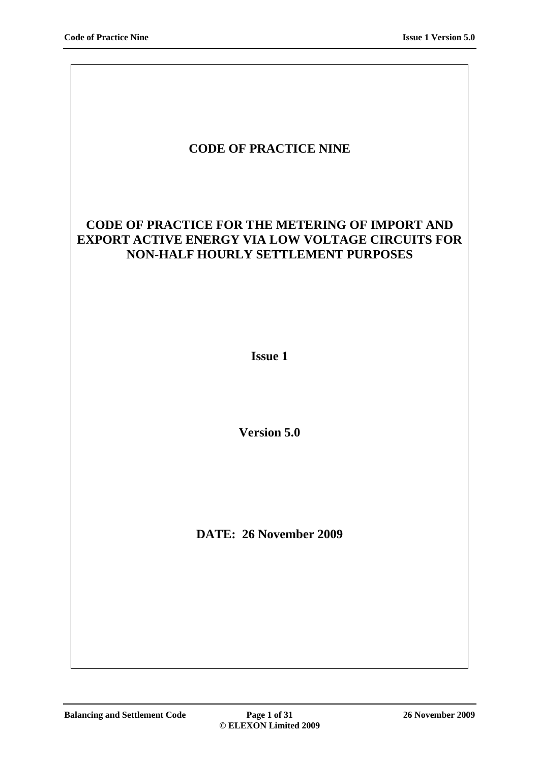# CODE OF PRACTICE NINE

## CODE OF PRACTICE FOR THE METERING OF IMPORT AND EXPORT ACTIVE ENERGY VIA LOW VOLTAGE CIRCUITS FOR NON-HALF HOURLY SETTLEMENT PURPOSES

**Issue 1**

**Version 5.0**

**DATE: 26 November 2009**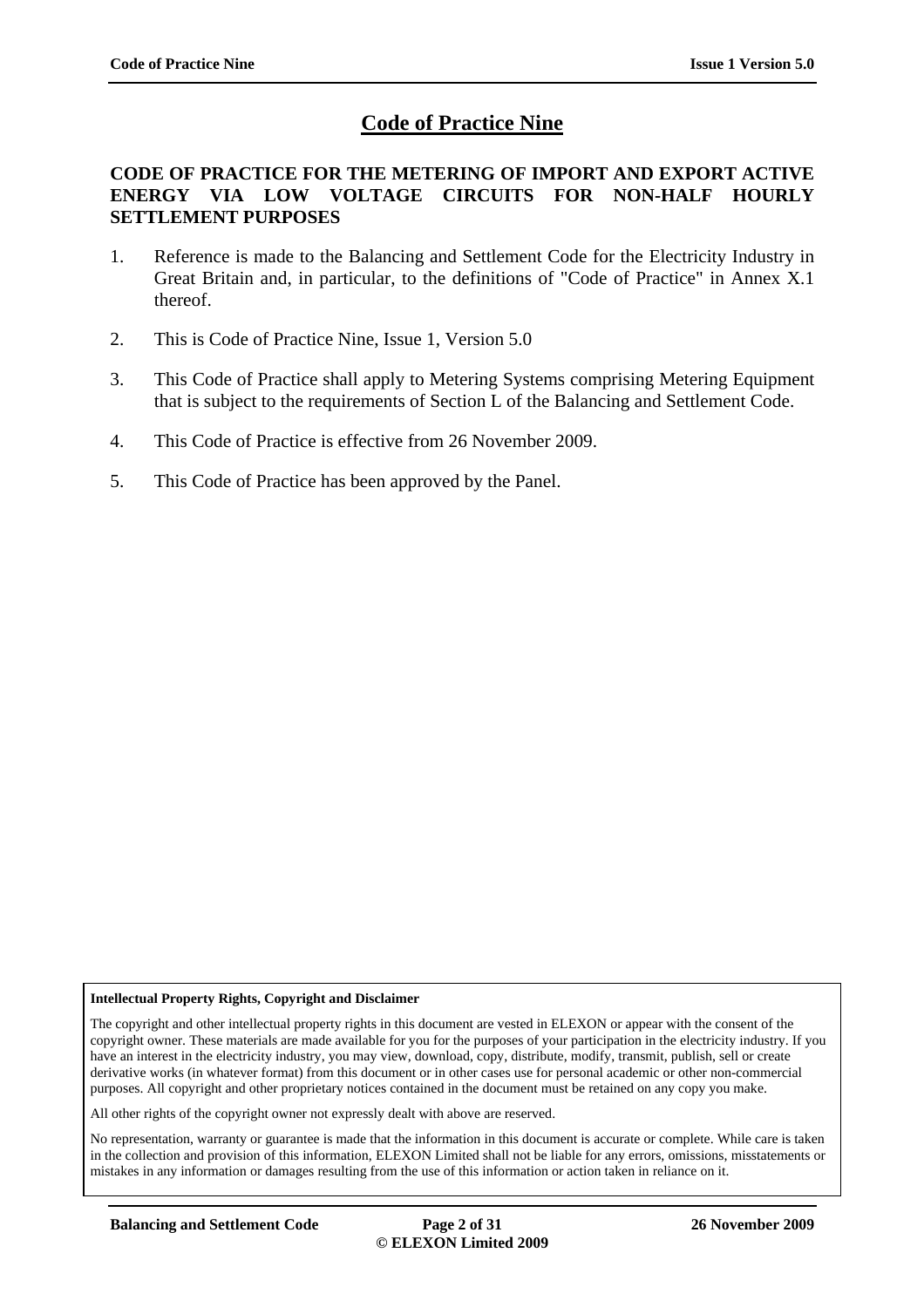# Code of Practice Nine

## CODE OF PRACTICE FOR THE METERING OF IMPORT AND EXPORT ACTIVE ENERGY VIA LOW VOLTAGE CIRCUITS FOR NON-HALF HOURLY SETTLEMENT PURPOSES

1. Reference is made to the Balancing and Settlement Code for the Electricity Industry in Great Britain and, in particular, to the definitions of "Code of Practice" in Annex X.1 thereof.

2. This is Code of Practice Nine, Issue 1, Version 5.0

3. This Code of Practice shall apply to Metering Systems comprising Metering Equipment that is subject to the requirements of Section L of the Balancing and Settlement Code.

4. This Code of Practice is effective from 26 November 2009.

5. This Code of Practice has been approved by the Panel.

**Intellectual Property Rights, Copyright and Disclaimer**

The copyright and other intellectual property rights in this document are vested in ELEXON or appear with the consent of the copyright owner. These materials are made available for you for the purposes of your participation in the electricity industry. If you have an interest in the electricity industry, you may view, download, copy, distribute, modify, transmit, publish, sell or create derivative works (in whatever format) from this document or in other cases use for personal academic or other non-commercial purposes. All copyright and other proprietary notices contained in the document must be retained on any copy you make.

All other rights of the copyright owner not expressly dealt with above are reserved.

No representation, warranty or guarantee is made that the information in this document is accurate or complete. While care is taken in the collection and provision of this information, ELEXON Limited shall not be liable for any errors, omissions, misstatements or mistakes in any information or damages resulting from the use of this information or action taken in reliance on it.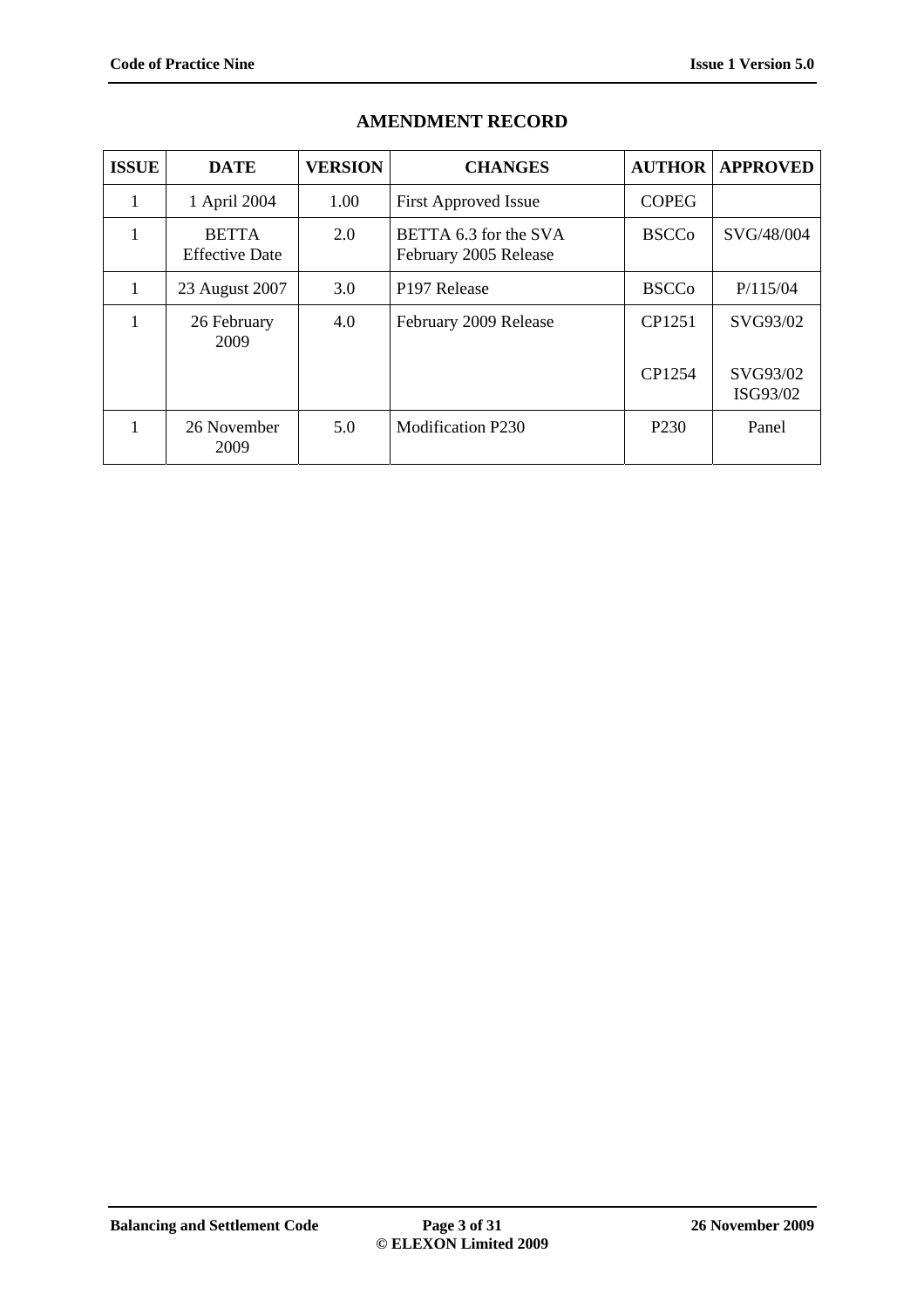## AMENDMENT RECORD

| ISSUE | DATE | VERSION | CHANGES | AUTHOR | APPROVED |
|---|---|---|---|---|---|
| 1 | 1 April 2004 | 1.00 | First Approved Issue | COPEG | |
| 1 | BETTA Effective Date | 2.0 | BETTA 6.3 for the SVA February 2005 Release | BSCCo | SVG/48/004 |
| 1 | 23 August 2007 | 3.0 | P197 Release | BSCCo | P/115/04 |
| 1 | 26 February 2009 | 4.0 | February 2009 Release | CP1251<br><br>CP1254 | SVG93/02<br><br>SVG93/02 ISG93/02 |
| 1 | 26 November 2009 | 5.0 | Modification P230 | P230 | Panel |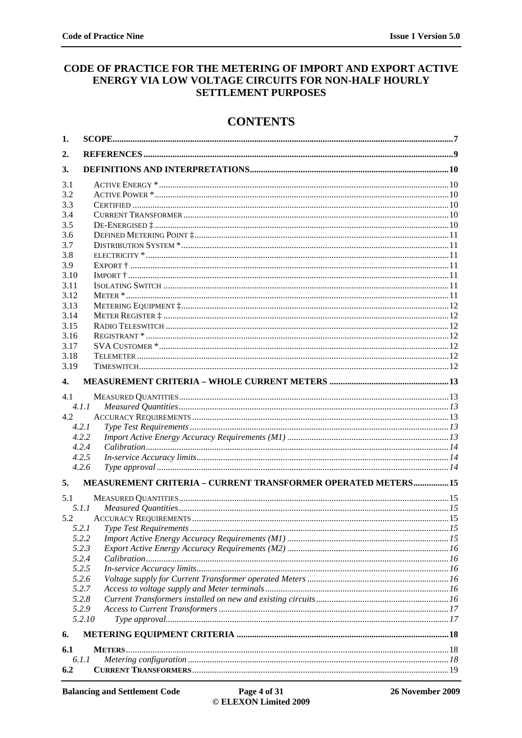# CODE OF PRACTICE FOR THE METERING OF IMPORT AND EXPORT ACTIVE ENERGY VIA LOW VOLTAGE CIRCUITS FOR NON-HALF HOURLY SETTLEMENT PURPOSES

## CONTENTS

**1. SCOPE** ..... 7

**2. REFERENCES** ..... 9

**3. DEFINITIONS AND INTERPRETATIONS** ..... 10

3.1 Active Energy * ..... 10
3.2 Active Power * ..... 10
3.3 Certified ..... 10
3.4 Current Transformer ..... 10
3.5 De-Energised ‡ ..... 10
3.6 Defined Metering Point ‡ ..... 11
3.7 Distribution System * ..... 11
3.8 electricity * ..... 11
3.9 Export † ..... 11
3.10 Import † ..... 11
3.11 Isolating Switch ..... 11
3.12 Meter * ..... 11
3.13 Metering Equipment ‡ ..... 12
3.14 Meter Register ‡ ..... 12
3.15 Radio Teleswitch ..... 12
3.16 Registrant * ..... 12
3.17 SVA Customer * ..... 12
3.18 Telemeter ..... 12
3.19 Timeswitch ..... 12

**4. MEASUREMENT CRITERIA – WHOLE CURRENT METERS** ..... 13

4.1 Measured Quantities ..... 13
*4.1.1 Measured Quantities* ..... 13
4.2 Accuracy Requirements ..... 13
*4.2.1 Type Test Requirements* ..... 13
*4.2.2 Import Active Energy Accuracy Requirements (M1)* ..... 13
*4.2.4 Calibration* ..... 14
*4.2.5 In-service Accuracy limits* ..... 14
*4.2.6 Type approval* ..... 14

**5. MEASUREMENT CRITERIA – CURRENT TRANSFORMER OPERATED METERS** ..... 15

5.1 Measured Quantities ..... 15
*5.1.1 Measured Quantities* ..... 15
5.2 Accuracy Requirements ..... 15
*5.2.1 Type Test Requirements* ..... 15
*5.2.2 Import Active Energy Accuracy Requirements (M1)* ..... 15
*5.2.3 Export Active Energy Accuracy Requirements (M2)* ..... 16
*5.2.4 Calibration* ..... 16
*5.2.5 In-service Accuracy limits* ..... 16
*5.2.6 Voltage supply for Current Transformer operated Meters* ..... 16
*5.2.7 Access to voltage supply and Meter terminals* ..... 16
*5.2.8 Current Transformers installed on new and existing circuits* ..... 16
*5.2.9 Access to Current Transformers* ..... 17
*5.2.10 Type approval* ..... 17

**6. METERING EQUIPMENT CRITERIA** ..... 18

**6.1 Meters** ..... 18
*6.1.1 Metering configuration* ..... 18
**6.2 Current Transformers** ..... 19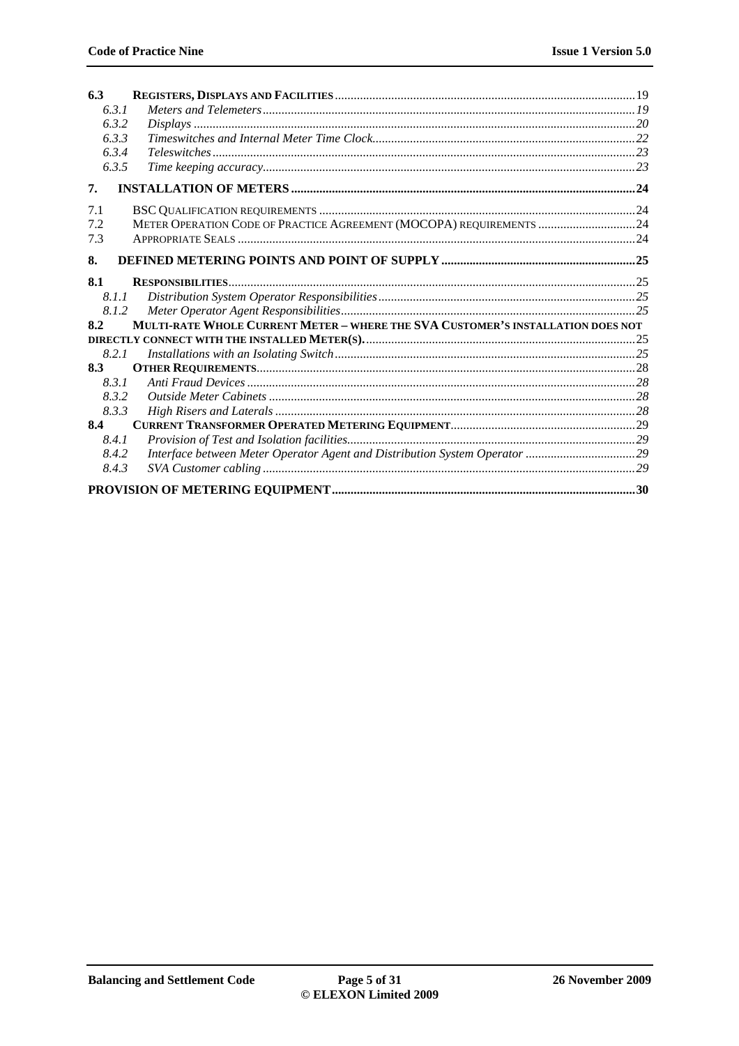| | | |
|---|---|---|
| **6.3** | **Registers, Displays and Facilities** | 19 |
| *6.3.1* | *Meters and Telemeters* | *19* |
| *6.3.2* | *Displays* | *20* |
| *6.3.3* | *Timeswitches and Internal Meter Time Clock* | *22* |
| *6.3.4* | *Teleswitches* | *23* |
| *6.3.5* | *Time keeping accuracy* | *23* |
| **7.** | **INSTALLATION OF METERS** | **24** |
| 7.1 | BSC Qualification requirements | 24 |
| 7.2 | Meter Operation Code of Practice Agreement (MOCOPA) requirements | 24 |
| 7.3 | Appropriate Seals | 24 |
| **8.** | **DEFINED METERING POINTS AND POINT OF SUPPLY** | **25** |
| **8.1** | **Responsibilities** | 25 |
| *8.1.1* | *Distribution System Operator Responsibilities* | *25* |
| *8.1.2* | *Meter Operator Agent Responsibilities* | *25* |
| **8.2** | **Multi-rate Whole Current Meter – where the SVA Customer's installation does not directly connect with the installed Meter(s).** | 25 |
| *8.2.1* | *Installations with an Isolating Switch* | *25* |
| **8.3** | **Other Requirements** | 28 |
| *8.3.1* | *Anti Fraud Devices* | *28* |
| *8.3.2* | *Outside Meter Cabinets* | *28* |
| *8.3.3* | *High Risers and Laterals* | *28* |
| **8.4** | **Current Transformer Operated Metering Equipment** | 29 |
| *8.4.1* | *Provision of Test and Isolation facilities* | *29* |
| *8.4.2* | *Interface between Meter Operator Agent and Distribution System Operator* | *29* |
| *8.4.3* | *SVA Customer cabling* | *29* |
| | **PROVISION OF METERING EQUIPMENT** | **30** |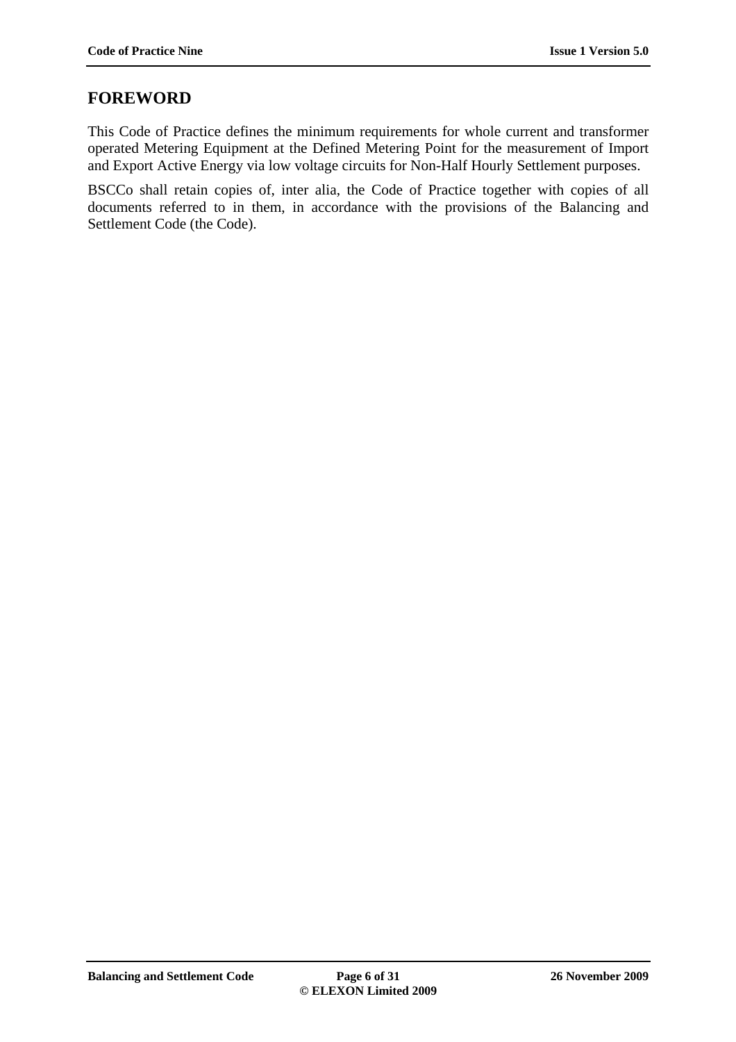## FOREWORD

This Code of Practice defines the minimum requirements for whole current and transformer operated Metering Equipment at the Defined Metering Point for the measurement of Import and Export Active Energy via low voltage circuits for Non-Half Hourly Settlement purposes.

BSCCo shall retain copies of, inter alia, the Code of Practice together with copies of all documents referred to in them, in accordance with the provisions of the Balancing and Settlement Code (the Code).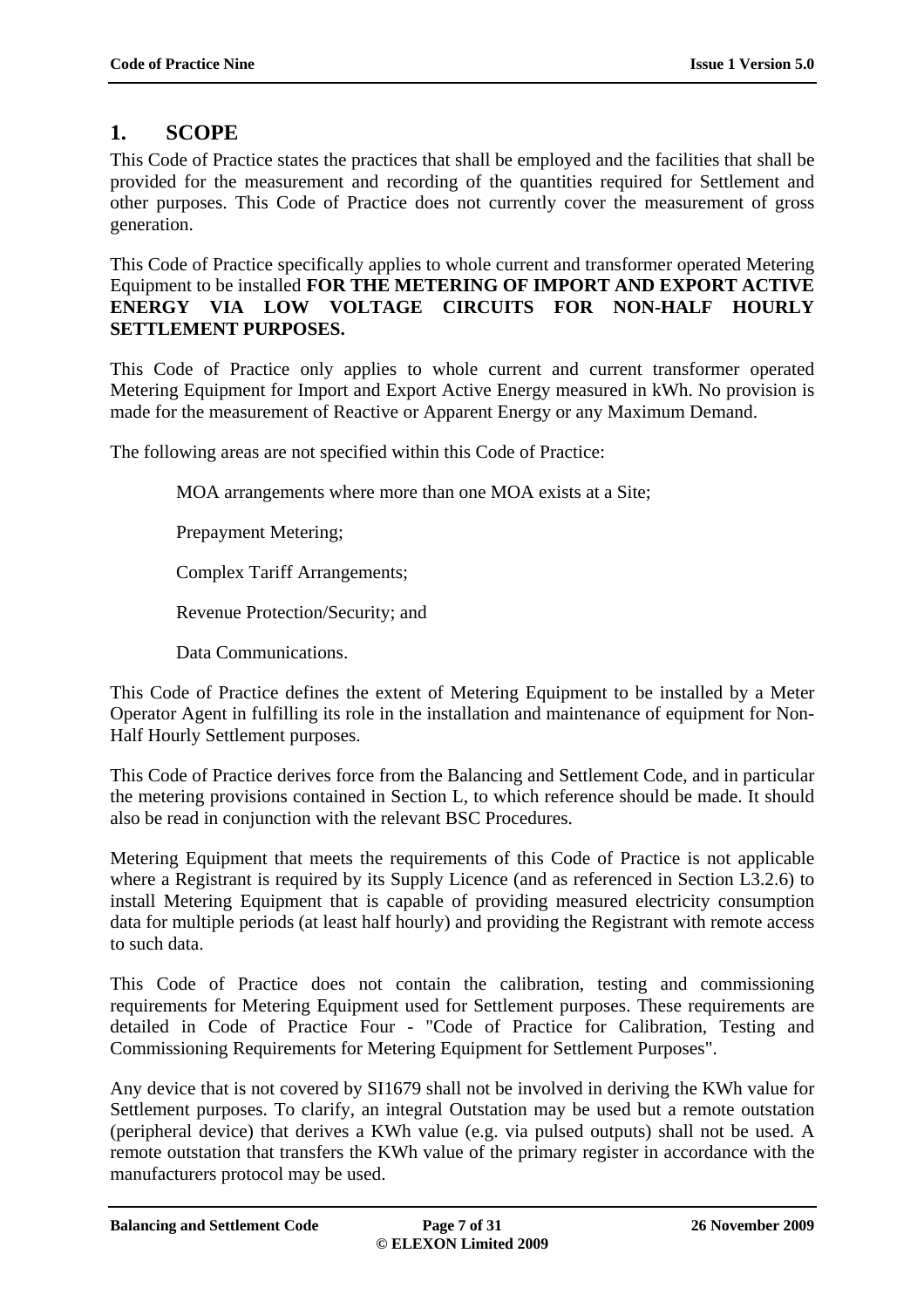# 1. SCOPE

This Code of Practice states the practices that shall be employed and the facilities that shall be provided for the measurement and recording of the quantities required for Settlement and other purposes. This Code of Practice does not currently cover the measurement of gross generation.

This Code of Practice specifically applies to whole current and transformer operated Metering Equipment to be installed **FOR THE METERING OF IMPORT AND EXPORT ACTIVE ENERGY VIA LOW VOLTAGE CIRCUITS FOR NON-HALF HOURLY SETTLEMENT PURPOSES.**

This Code of Practice only applies to whole current and current transformer operated Metering Equipment for Import and Export Active Energy measured in kWh. No provision is made for the measurement of Reactive or Apparent Energy or any Maximum Demand.

The following areas are not specified within this Code of Practice:

MOA arrangements where more than one MOA exists at a Site;

Prepayment Metering;

Complex Tariff Arrangements;

Revenue Protection/Security; and

Data Communications.

This Code of Practice defines the extent of Metering Equipment to be installed by a Meter Operator Agent in fulfilling its role in the installation and maintenance of equipment for Non-Half Hourly Settlement purposes.

This Code of Practice derives force from the Balancing and Settlement Code, and in particular the metering provisions contained in Section L, to which reference should be made. It should also be read in conjunction with the relevant BSC Procedures.

Metering Equipment that meets the requirements of this Code of Practice is not applicable where a Registrant is required by its Supply Licence (and as referenced in Section L3.2.6) to install Metering Equipment that is capable of providing measured electricity consumption data for multiple periods (at least half hourly) and providing the Registrant with remote access to such data.

This Code of Practice does not contain the calibration, testing and commissioning requirements for Metering Equipment used for Settlement purposes. These requirements are detailed in Code of Practice Four - "Code of Practice for Calibration, Testing and Commissioning Requirements for Metering Equipment for Settlement Purposes".

Any device that is not covered by SI1679 shall not be involved in deriving the KWh value for Settlement purposes. To clarify, an integral Outstation may be used but a remote outstation (peripheral device) that derives a KWh value (e.g. via pulsed outputs) shall not be used. A remote outstation that transfers the KWh value of the primary register in accordance with the manufacturers protocol may be used.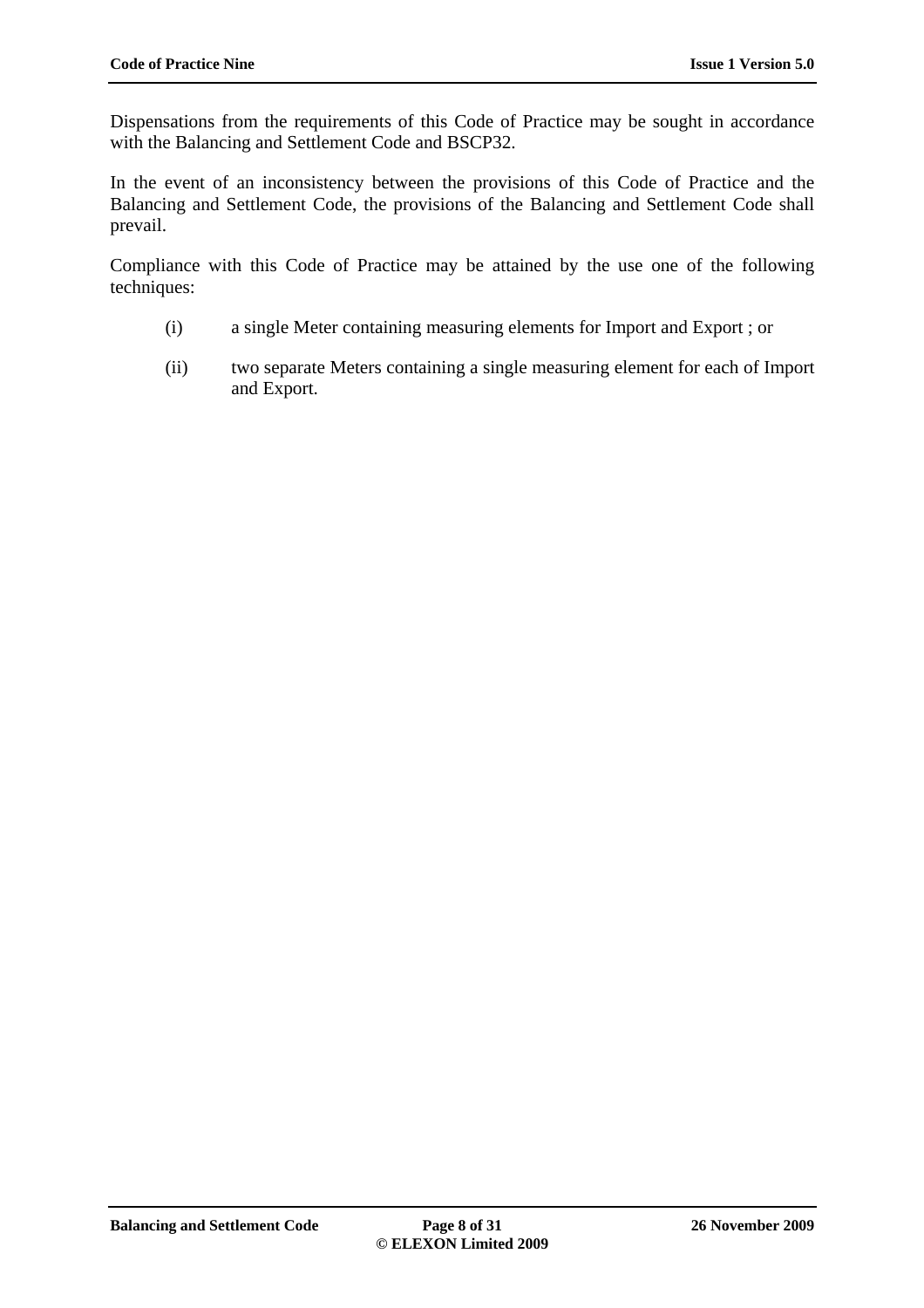Dispensations from the requirements of this Code of Practice may be sought in accordance with the Balancing and Settlement Code and BSCP32.

In the event of an inconsistency between the provisions of this Code of Practice and the Balancing and Settlement Code, the provisions of the Balancing and Settlement Code shall prevail.

Compliance with this Code of Practice may be attained by the use one of the following techniques:

(i) a single Meter containing measuring elements for Import and Export ; or

(ii) two separate Meters containing a single measuring element for each of Import and Export.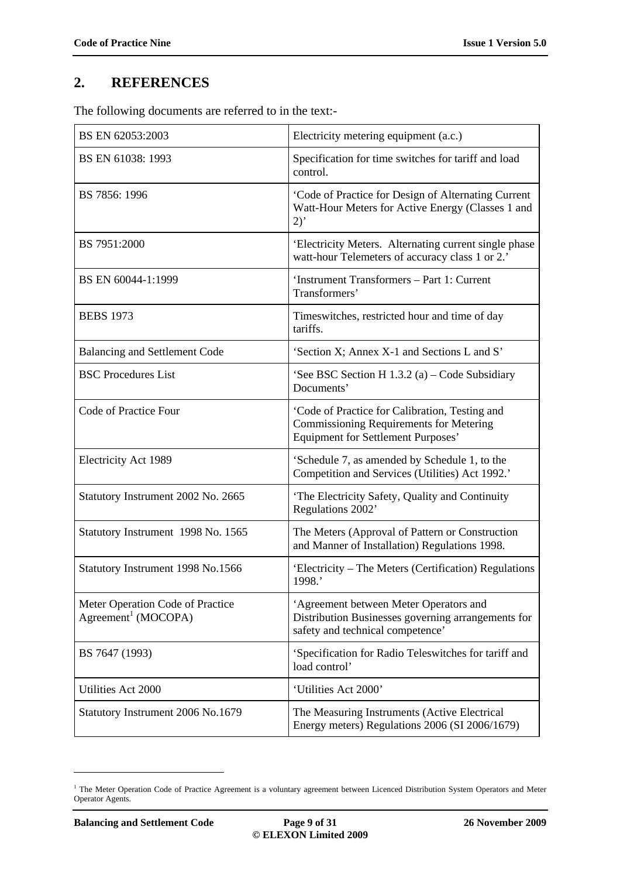## 2. REFERENCES

The following documents are referred to in the text:-

| | |
|---|---|
| BS EN 62053:2003 | Electricity metering equipment (a.c.) |
| BS EN 61038: 1993 | Specification for time switches for tariff and load control. |
| BS 7856: 1996 | 'Code of Practice for Design of Alternating Current Watt-Hour Meters for Active Energy (Classes 1 and 2)' |
| BS 7951:2000 | 'Electricity Meters. Alternating current single phase watt-hour Telemeters of accuracy class 1 or 2.' |
| BS EN 60044-1:1999 | 'Instrument Transformers – Part 1: Current Transformers' |
| BEBS 1973 | Timeswitches, restricted hour and time of day tariffs. |
| Balancing and Settlement Code | 'Section X; Annex X-1 and Sections L and S' |
| BSC Procedures List | 'See BSC Section H 1.3.2 (a) – Code Subsidiary Documents' |
| Code of Practice Four | 'Code of Practice for Calibration, Testing and Commissioning Requirements for Metering Equipment for Settlement Purposes' |
| Electricity Act 1989 | 'Schedule 7, as amended by Schedule 1, to the Competition and Services (Utilities) Act 1992.' |
| Statutory Instrument 2002 No. 2665 | 'The Electricity Safety, Quality and Continuity Regulations 2002' |
| Statutory Instrument 1998 No. 1565 | The Meters (Approval of Pattern or Construction and Manner of Installation) Regulations 1998. |
| Statutory Instrument 1998 No.1566 | 'Electricity – The Meters (Certification) Regulations 1998.' |
| Meter Operation Code of Practice Agreement[1] (MOCOPA) | 'Agreement between Meter Operators and Distribution Businesses governing arrangements for safety and technical competence' |
| BS 7647 (1993) | 'Specification for Radio Teleswitches for tariff and load control' |
| Utilities Act 2000 | 'Utilities Act 2000' |
| Statutory Instrument 2006 No.1679 | The Measuring Instruments (Active Electrical Energy meters) Regulations 2006 (SI 2006/1679) |

[1] The Meter Operation Code of Practice Agreement is a voluntary agreement between Licenced Distribution System Operators and Meter Operator Agents.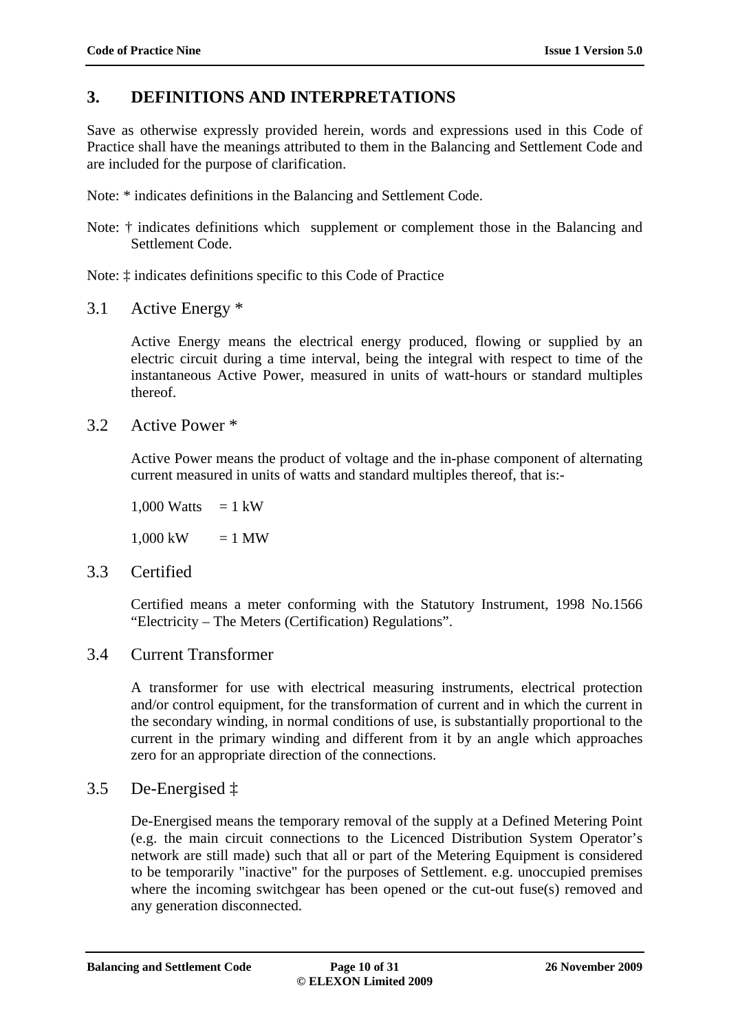## 3. DEFINITIONS AND INTERPRETATIONS

Save as otherwise expressly provided herein, words and expressions used in this Code of Practice shall have the meanings attributed to them in the Balancing and Settlement Code and are included for the purpose of clarification.

Note: * indicates definitions in the Balancing and Settlement Code.

Note: † indicates definitions which supplement or complement those in the Balancing and Settlement Code.

Note: ‡ indicates definitions specific to this Code of Practice

### 3.1 Active Energy *

Active Energy means the electrical energy produced, flowing or supplied by an electric circuit during a time interval, being the integral with respect to time of the instantaneous Active Power, measured in units of watt-hours or standard multiples thereof.

### 3.2 Active Power *

Active Power means the product of voltage and the in-phase component of alternating current measured in units of watts and standard multiples thereof, that is:-

1,000 Watts = 1 kW

1,000 kW = 1 MW

### 3.3 Certified

Certified means a meter conforming with the Statutory Instrument, 1998 No.1566 "Electricity – The Meters (Certification) Regulations".

### 3.4 Current Transformer

A transformer for use with electrical measuring instruments, electrical protection and/or control equipment, for the transformation of current and in which the current in the secondary winding, in normal conditions of use, is substantially proportional to the current in the primary winding and different from it by an angle which approaches zero for an appropriate direction of the connections.

### 3.5 De-Energised ‡

De-Energised means the temporary removal of the supply at a Defined Metering Point (e.g. the main circuit connections to the Licenced Distribution System Operator's network are still made) such that all or part of the Metering Equipment is considered to be temporarily "inactive" for the purposes of Settlement. e.g. unoccupied premises where the incoming switchgear has been opened or the cut-out fuse(s) removed and any generation disconnected.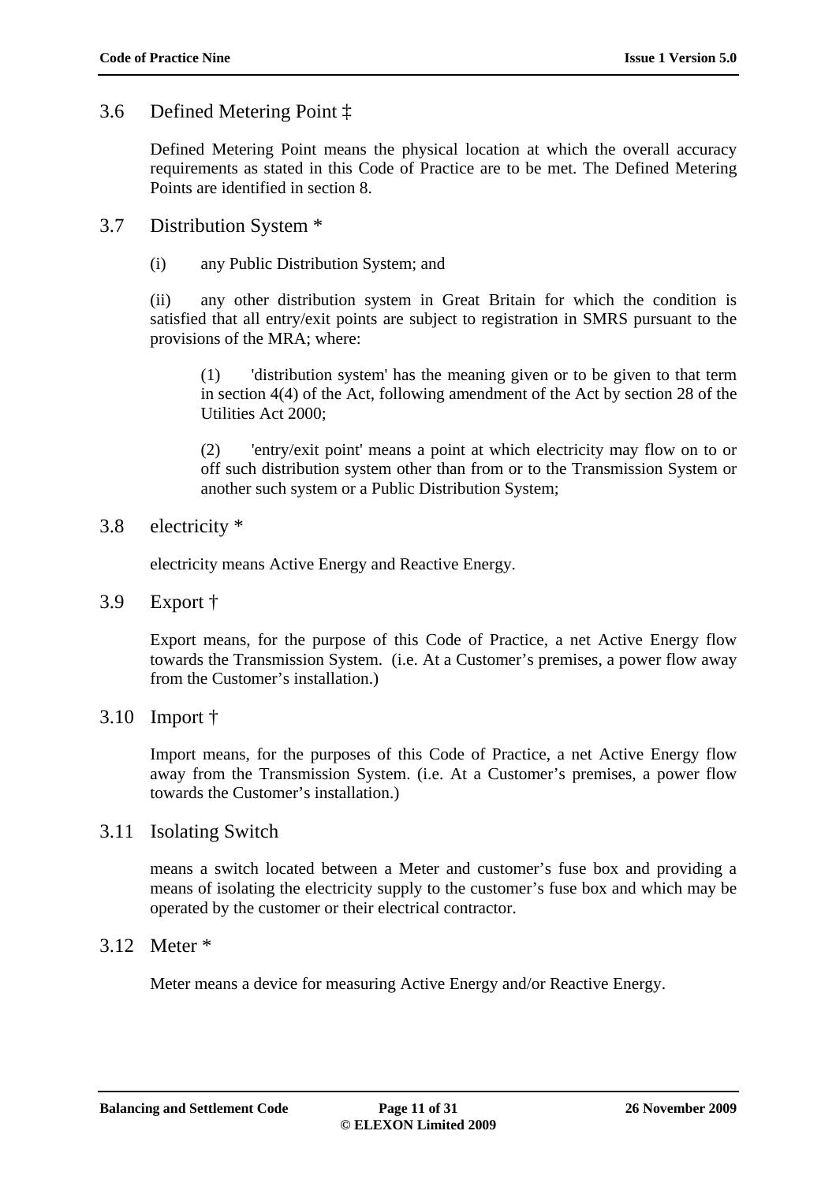## 3.6 Defined Metering Point ‡

Defined Metering Point means the physical location at which the overall accuracy requirements as stated in this Code of Practice are to be met. The Defined Metering Points are identified in section 8.

## 3.7 Distribution System *

(i) any Public Distribution System; and

(ii) any other distribution system in Great Britain for which the condition is satisfied that all entry/exit points are subject to registration in SMRS pursuant to the provisions of the MRA; where:

> (1) 'distribution system' has the meaning given or to be given to that term in section 4(4) of the Act, following amendment of the Act by section 28 of the Utilities Act 2000;
>
> (2) 'entry/exit point' means a point at which electricity may flow on to or off such distribution system other than from or to the Transmission System or another such system or a Public Distribution System;

## 3.8 electricity *

electricity means Active Energy and Reactive Energy.

## 3.9 Export †

Export means, for the purpose of this Code of Practice, a net Active Energy flow towards the Transmission System. (i.e. At a Customer's premises, a power flow away from the Customer's installation.)

## 3.10 Import †

Import means, for the purposes of this Code of Practice, a net Active Energy flow away from the Transmission System. (i.e. At a Customer's premises, a power flow towards the Customer's installation.)

## 3.11 Isolating Switch

means a switch located between a Meter and customer's fuse box and providing a means of isolating the electricity supply to the customer's fuse box and which may be operated by the customer or their electrical contractor.

## 3.12 Meter *

Meter means a device for measuring Active Energy and/or Reactive Energy.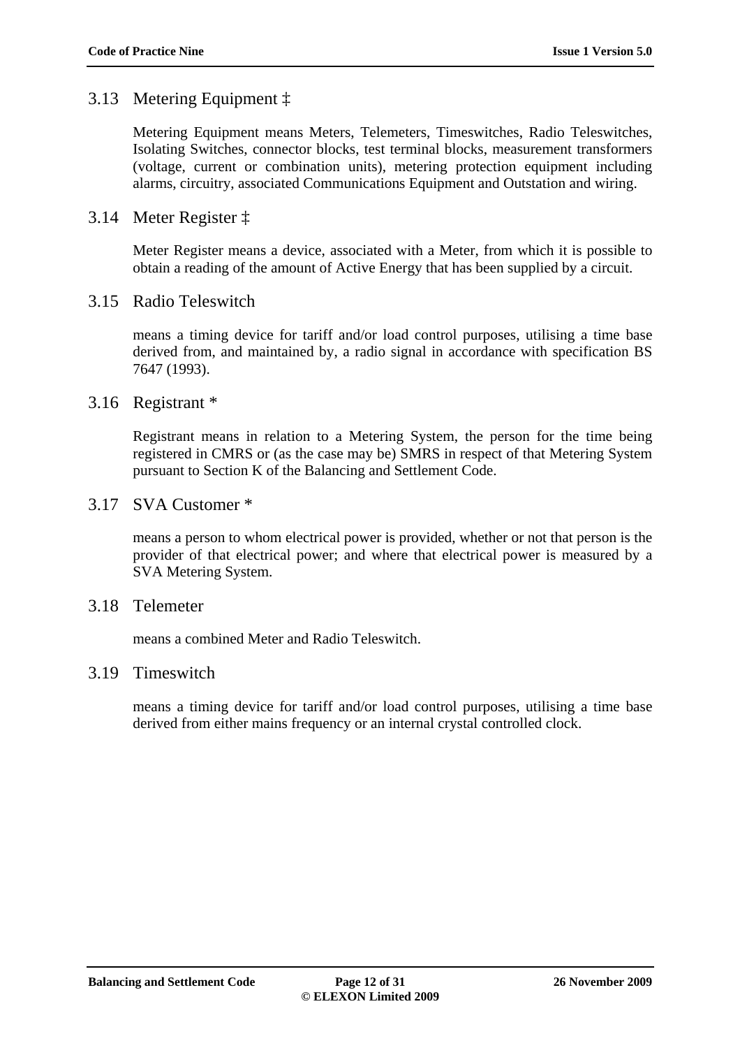## 3.13 Metering Equipment ‡

Metering Equipment means Meters, Telemeters, Timeswitches, Radio Teleswitches, Isolating Switches, connector blocks, test terminal blocks, measurement transformers (voltage, current or combination units), metering protection equipment including alarms, circuitry, associated Communications Equipment and Outstation and wiring.

## 3.14 Meter Register ‡

Meter Register means a device, associated with a Meter, from which it is possible to obtain a reading of the amount of Active Energy that has been supplied by a circuit.

## 3.15 Radio Teleswitch

means a timing device for tariff and/or load control purposes, utilising a time base derived from, and maintained by, a radio signal in accordance with specification BS 7647 (1993).

## 3.16 Registrant *

Registrant means in relation to a Metering System, the person for the time being registered in CMRS or (as the case may be) SMRS in respect of that Metering System pursuant to Section K of the Balancing and Settlement Code.

## 3.17 SVA Customer *

means a person to whom electrical power is provided, whether or not that person is the provider of that electrical power; and where that electrical power is measured by a SVA Metering System.

## 3.18 Telemeter

means a combined Meter and Radio Teleswitch.

## 3.19 Timeswitch

means a timing device for tariff and/or load control purposes, utilising a time base derived from either mains frequency or an internal crystal controlled clock.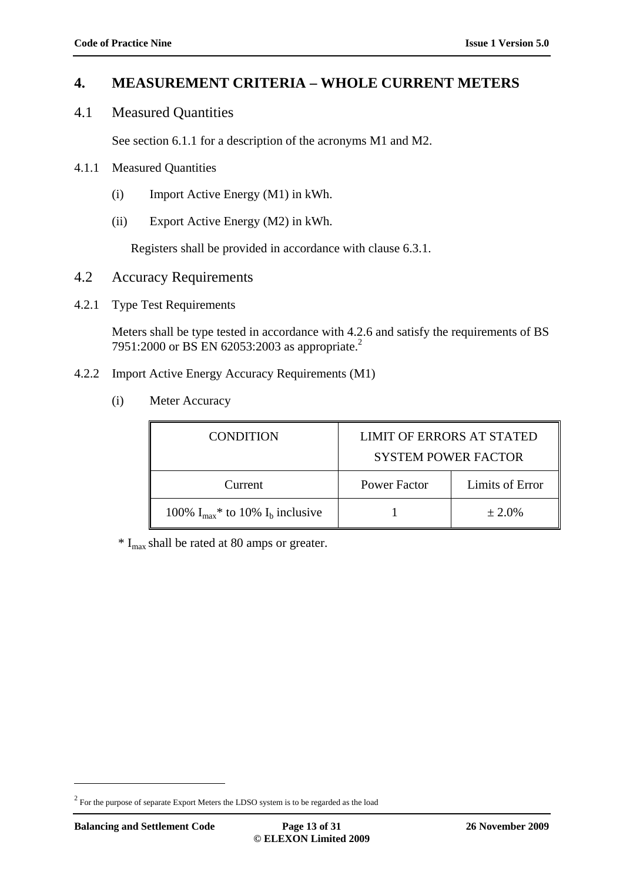# 4. MEASUREMENT CRITERIA – WHOLE CURRENT METERS

## 4.1 Measured Quantities

See section 6.1.1 for a description of the acronyms M1 and M2.

### 4.1.1 Measured Quantities

(i) Import Active Energy (M1) in kWh.

(ii) Export Active Energy (M2) in kWh.

Registers shall be provided in accordance with clause 6.3.1.

## 4.2 Accuracy Requirements

### 4.2.1 Type Test Requirements

Meters shall be type tested in accordance with 4.2.6 and satisfy the requirements of BS 7951:2000 or BS EN 62053:2003 as appropriate.[2]

### 4.2.2 Import Active Energy Accuracy Requirements (M1)

(i) Meter Accuracy

| CONDITION | LIMIT OF ERRORS AT STATED SYSTEM POWER FACTOR | |
|---|---|---|
| Current | Power Factor | Limits of Error |
| 100% $I_{max}$* to 10% $I_b$ inclusive | 1 | ± 2.0% |

* $I_{max}$ shall be rated at 80 amps or greater.

[2] For the purpose of separate Export Meters the LDSO system is to be regarded as the load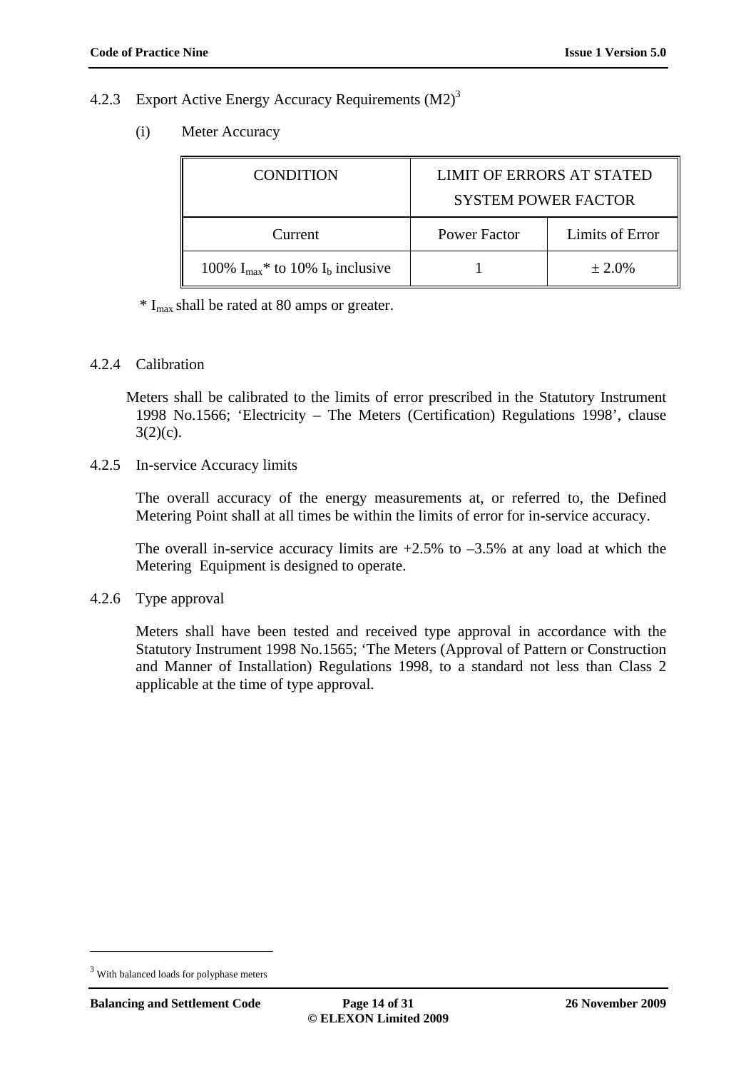### 4.2.3 Export Active Energy Accuracy Requirements (M2)[3]

(i) Meter Accuracy

| CONDITION | LIMIT OF ERRORS AT STATED SYSTEM POWER FACTOR | |
|---|---|---|
| Current | Power Factor | Limits of Error |
| 100% $I_{max}$* to 10% $I_b$ inclusive | 1 | ± 2.0% |

\* $I_{max}$ shall be rated at 80 amps or greater.

### 4.2.4 Calibration

Meters shall be calibrated to the limits of error prescribed in the Statutory Instrument 1998 No.1566; 'Electricity – The Meters (Certification) Regulations 1998', clause 3(2)(c).

### 4.2.5 In-service Accuracy limits

The overall accuracy of the energy measurements at, or referred to, the Defined Metering Point shall at all times be within the limits of error for in-service accuracy.

The overall in-service accuracy limits are +2.5% to –3.5% at any load at which the Metering Equipment is designed to operate.

### 4.2.6 Type approval

Meters shall have been tested and received type approval in accordance with the Statutory Instrument 1998 No.1565; 'The Meters (Approval of Pattern or Construction and Manner of Installation) Regulations 1998, to a standard not less than Class 2 applicable at the time of type approval.

---

[3] With balanced loads for polyphase meters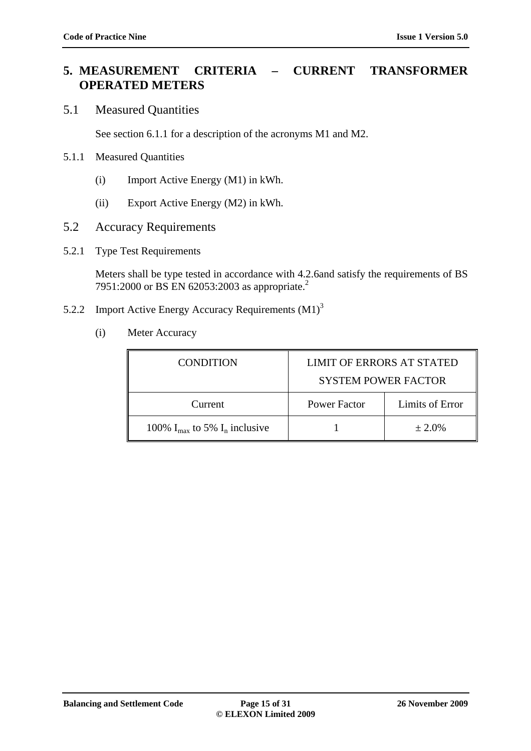# 5. MEASUREMENT CRITERIA – CURRENT TRANSFORMER OPERATED METERS

## 5.1 Measured Quantities

See section 6.1.1 for a description of the acronyms M1 and M2.

### 5.1.1 Measured Quantities

(i) Import Active Energy (M1) in kWh.

(ii) Export Active Energy (M2) in kWh.

## 5.2 Accuracy Requirements

### 5.2.1 Type Test Requirements

Meters shall be type tested in accordance with 4.2.6and satisfy the requirements of BS 7951:2000 or BS EN 62053:2003 as appropriate.[2]

### 5.2.2 Import Active Energy Accuracy Requirements (M1)[3]

(i) Meter Accuracy

| CONDITION | LIMIT OF ERRORS AT STATED SYSTEM POWER FACTOR | |
|---|---|---|
| Current | Power Factor | Limits of Error |
| 100% $I_{max}$ to 5% $I_n$ inclusive | 1 | ± 2.0% |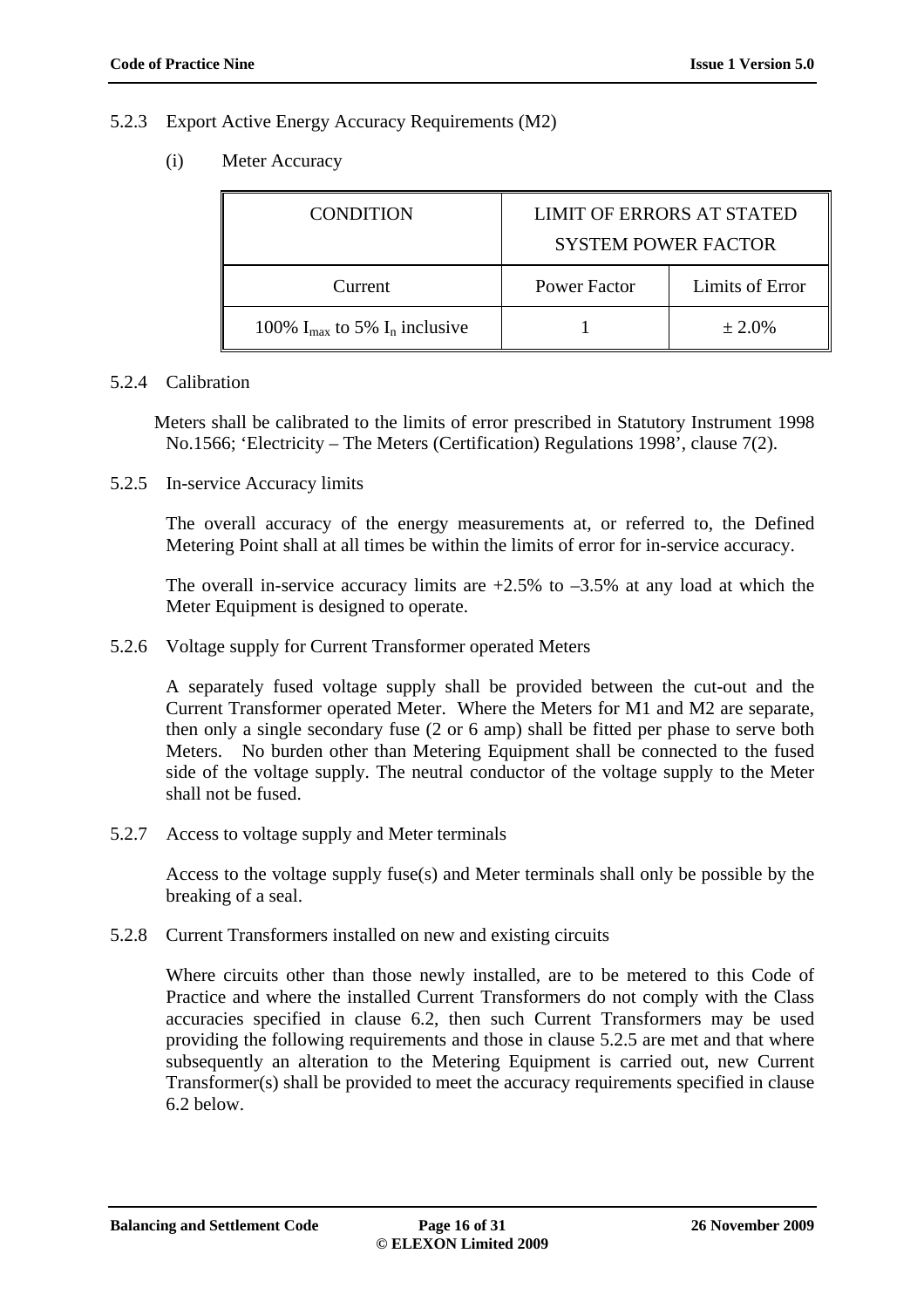5.2.3 Export Active Energy Accuracy Requirements (M2)

(i) Meter Accuracy

| CONDITION | LIMIT OF ERRORS AT STATED SYSTEM POWER FACTOR | |
|---|---|---|
| Current | Power Factor | Limits of Error |
| 100% $I_{max}$ to 5% $I_n$ inclusive | 1 | ± 2.0% |

5.2.4 Calibration

Meters shall be calibrated to the limits of error prescribed in Statutory Instrument 1998 No.1566; 'Electricity – The Meters (Certification) Regulations 1998', clause 7(2).

5.2.5 In-service Accuracy limits

The overall accuracy of the energy measurements at, or referred to, the Defined Metering Point shall at all times be within the limits of error for in-service accuracy.

The overall in-service accuracy limits are +2.5% to –3.5% at any load at which the Meter Equipment is designed to operate.

5.2.6 Voltage supply for Current Transformer operated Meters

A separately fused voltage supply shall be provided between the cut-out and the Current Transformer operated Meter. Where the Meters for M1 and M2 are separate, then only a single secondary fuse (2 or 6 amp) shall be fitted per phase to serve both Meters. No burden other than Metering Equipment shall be connected to the fused side of the voltage supply. The neutral conductor of the voltage supply to the Meter shall not be fused.

5.2.7 Access to voltage supply and Meter terminals

Access to the voltage supply fuse(s) and Meter terminals shall only be possible by the breaking of a seal.

5.2.8 Current Transformers installed on new and existing circuits

Where circuits other than those newly installed, are to be metered to this Code of Practice and where the installed Current Transformers do not comply with the Class accuracies specified in clause 6.2, then such Current Transformers may be used providing the following requirements and those in clause 5.2.5 are met and that where subsequently an alteration to the Metering Equipment is carried out, new Current Transformer(s) shall be provided to meet the accuracy requirements specified in clause 6.2 below.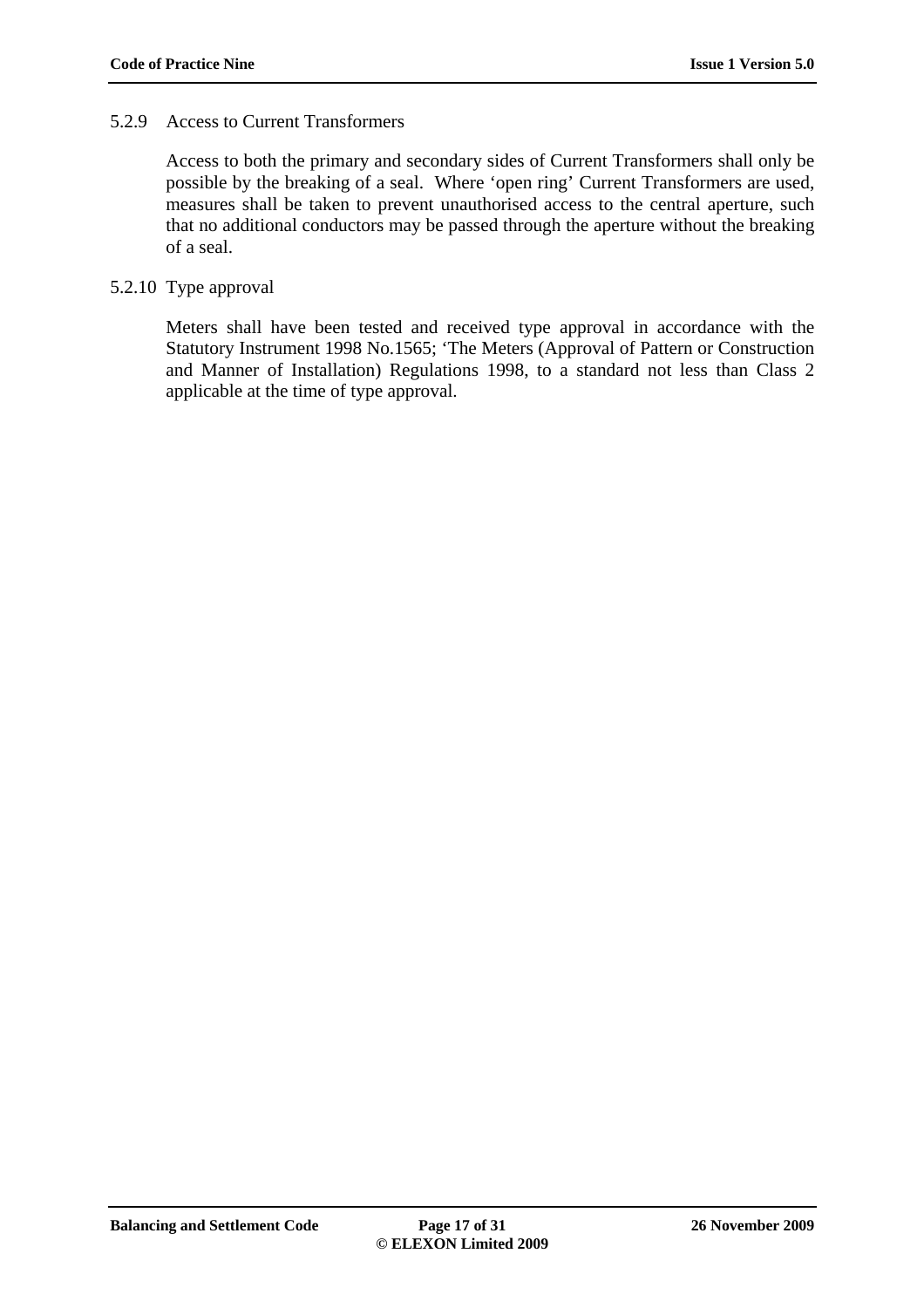#### 5.2.9 Access to Current Transformers

Access to both the primary and secondary sides of Current Transformers shall only be possible by the breaking of a seal. Where 'open ring' Current Transformers are used, measures shall be taken to prevent unauthorised access to the central aperture, such that no additional conductors may be passed through the aperture without the breaking of a seal.

#### 5.2.10 Type approval

Meters shall have been tested and received type approval in accordance with the Statutory Instrument 1998 No.1565; 'The Meters (Approval of Pattern or Construction and Manner of Installation) Regulations 1998, to a standard not less than Class 2 applicable at the time of type approval.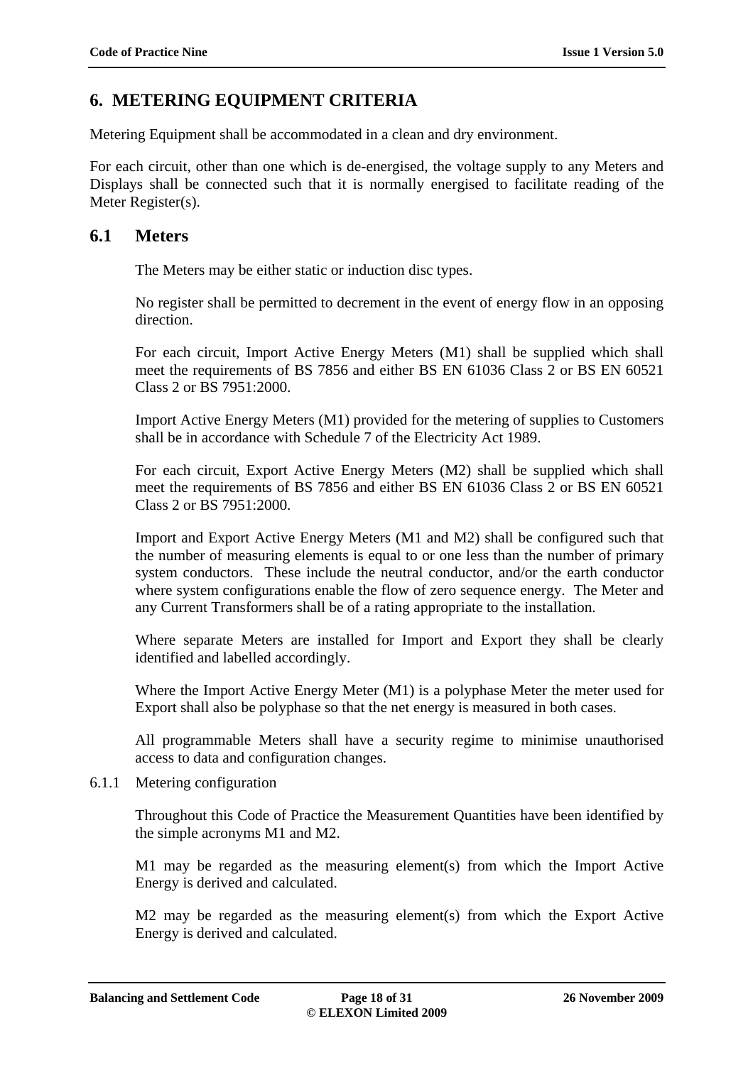# 6. METERING EQUIPMENT CRITERIA

Metering Equipment shall be accommodated in a clean and dry environment.

For each circuit, other than one which is de-energised, the voltage supply to any Meters and Displays shall be connected such that it is normally energised to facilitate reading of the Meter Register(s).

## 6.1 Meters

The Meters may be either static or induction disc types.

No register shall be permitted to decrement in the event of energy flow in an opposing direction.

For each circuit, Import Active Energy Meters (M1) shall be supplied which shall meet the requirements of BS 7856 and either BS EN 61036 Class 2 or BS EN 60521 Class 2 or BS 7951:2000.

Import Active Energy Meters (M1) provided for the metering of supplies to Customers shall be in accordance with Schedule 7 of the Electricity Act 1989.

For each circuit, Export Active Energy Meters (M2) shall be supplied which shall meet the requirements of BS 7856 and either BS EN 61036 Class 2 or BS EN 60521 Class 2 or BS 7951:2000.

Import and Export Active Energy Meters (M1 and M2) shall be configured such that the number of measuring elements is equal to or one less than the number of primary system conductors. These include the neutral conductor, and/or the earth conductor where system configurations enable the flow of zero sequence energy. The Meter and any Current Transformers shall be of a rating appropriate to the installation.

Where separate Meters are installed for Import and Export they shall be clearly identified and labelled accordingly.

Where the Import Active Energy Meter (M1) is a polyphase Meter the meter used for Export shall also be polyphase so that the net energy is measured in both cases.

All programmable Meters shall have a security regime to minimise unauthorised access to data and configuration changes.

6.1.1 Metering configuration

Throughout this Code of Practice the Measurement Quantities have been identified by the simple acronyms M1 and M2.

M1 may be regarded as the measuring element(s) from which the Import Active Energy is derived and calculated.

M2 may be regarded as the measuring element(s) from which the Export Active Energy is derived and calculated.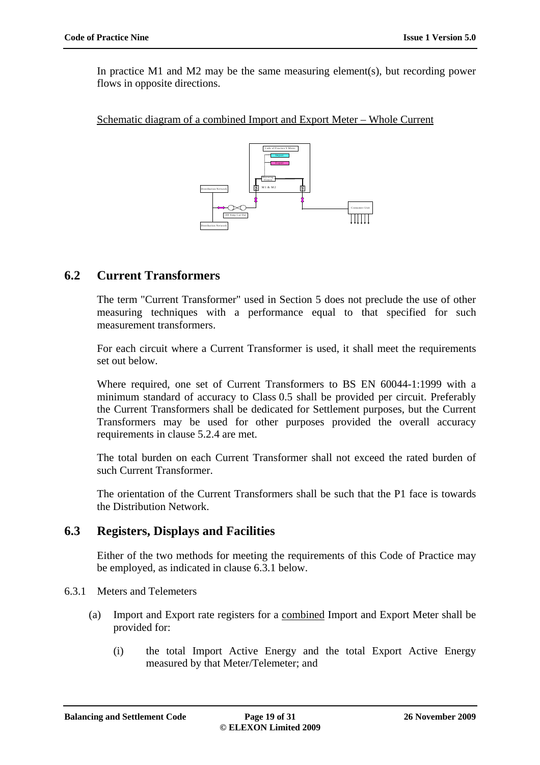In practice M1 and M2 may be the same measuring element(s), but recording power flows in opposite directions.

Schematic diagram of a combined Import and Export Meter – Whole Current

## 6.2 Current Transformers

The term "Current Transformer" used in Section 5 does not preclude the use of other measuring techniques with a performance equal to that specified for such measurement transformers.

For each circuit where a Current Transformer is used, it shall meet the requirements set out below.

Where required, one set of Current Transformers to BS EN 60044-1:1999 with a minimum standard of accuracy to Class 0.5 shall be provided per circuit. Preferably the Current Transformers shall be dedicated for Settlement purposes, but the Current Transformers may be used for other purposes provided the overall accuracy requirements in clause 5.2.4 are met.

The total burden on each Current Transformer shall not exceed the rated burden of such Current Transformer.

The orientation of the Current Transformers shall be such that the P1 face is towards the Distribution Network.

## 6.3 Registers, Displays and Facilities

Either of the two methods for meeting the requirements of this Code of Practice may be employed, as indicated in clause 6.3.1 below.

6.3.1 Meters and Telemeters

(a) Import and Export rate registers for a combined Import and Export Meter shall be provided for:

(i) the total Import Active Energy and the total Export Active Energy measured by that Meter/Telemeter; and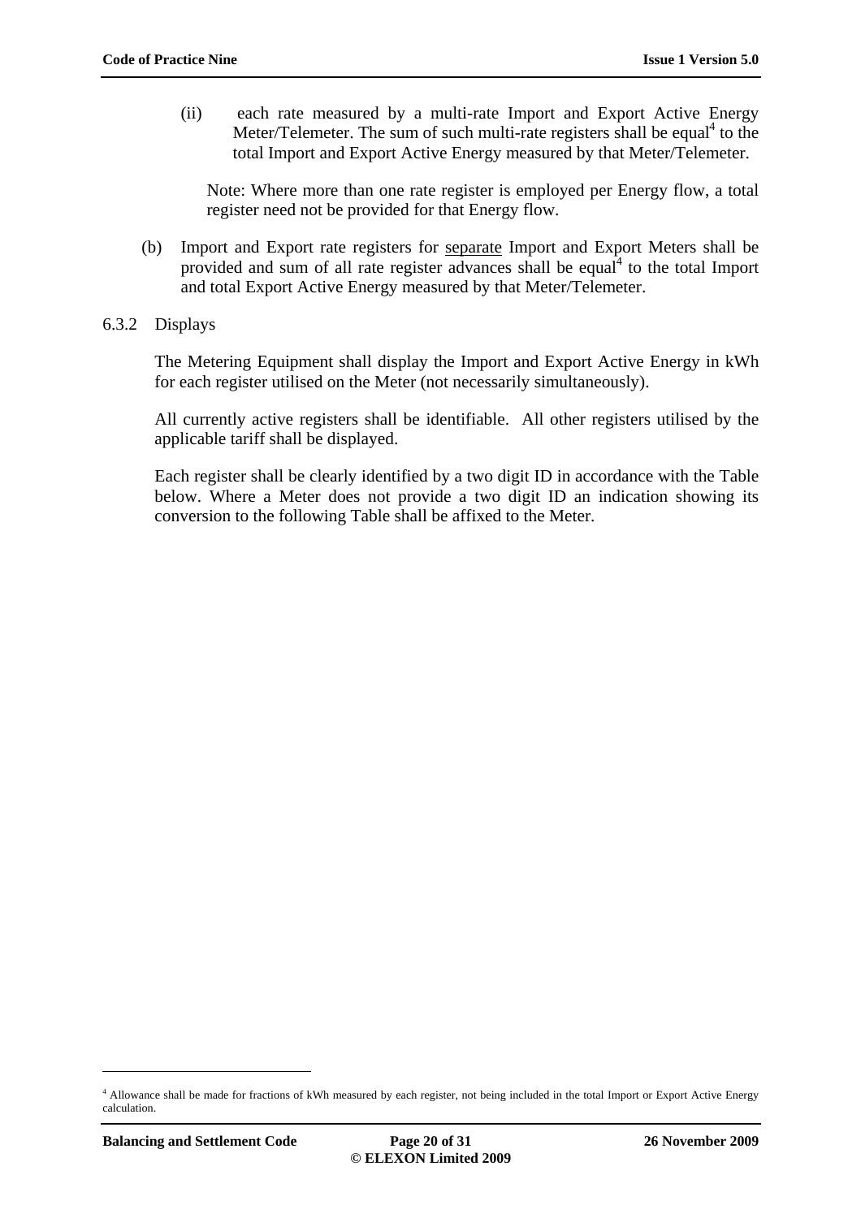(ii) each rate measured by a multi-rate Import and Export Active Energy Meter/Telemeter. The sum of such multi-rate registers shall be equal[4] to the total Import and Export Active Energy measured by that Meter/Telemeter.

Note: Where more than one rate register is employed per Energy flow, a total register need not be provided for that Energy flow.

(b) Import and Export rate registers for separate Import and Export Meters shall be provided and sum of all rate register advances shall be equal[4] to the total Import and total Export Active Energy measured by that Meter/Telemeter.

6.3.2 Displays

The Metering Equipment shall display the Import and Export Active Energy in kWh for each register utilised on the Meter (not necessarily simultaneously).

All currently active registers shall be identifiable. All other registers utilised by the applicable tariff shall be displayed.

Each register shall be clearly identified by a two digit ID in accordance with the Table below. Where a Meter does not provide a two digit ID an indication showing its conversion to the following Table shall be affixed to the Meter.

---

[4] Allowance shall be made for fractions of kWh measured by each register, not being included in the total Import or Export Active Energy calculation.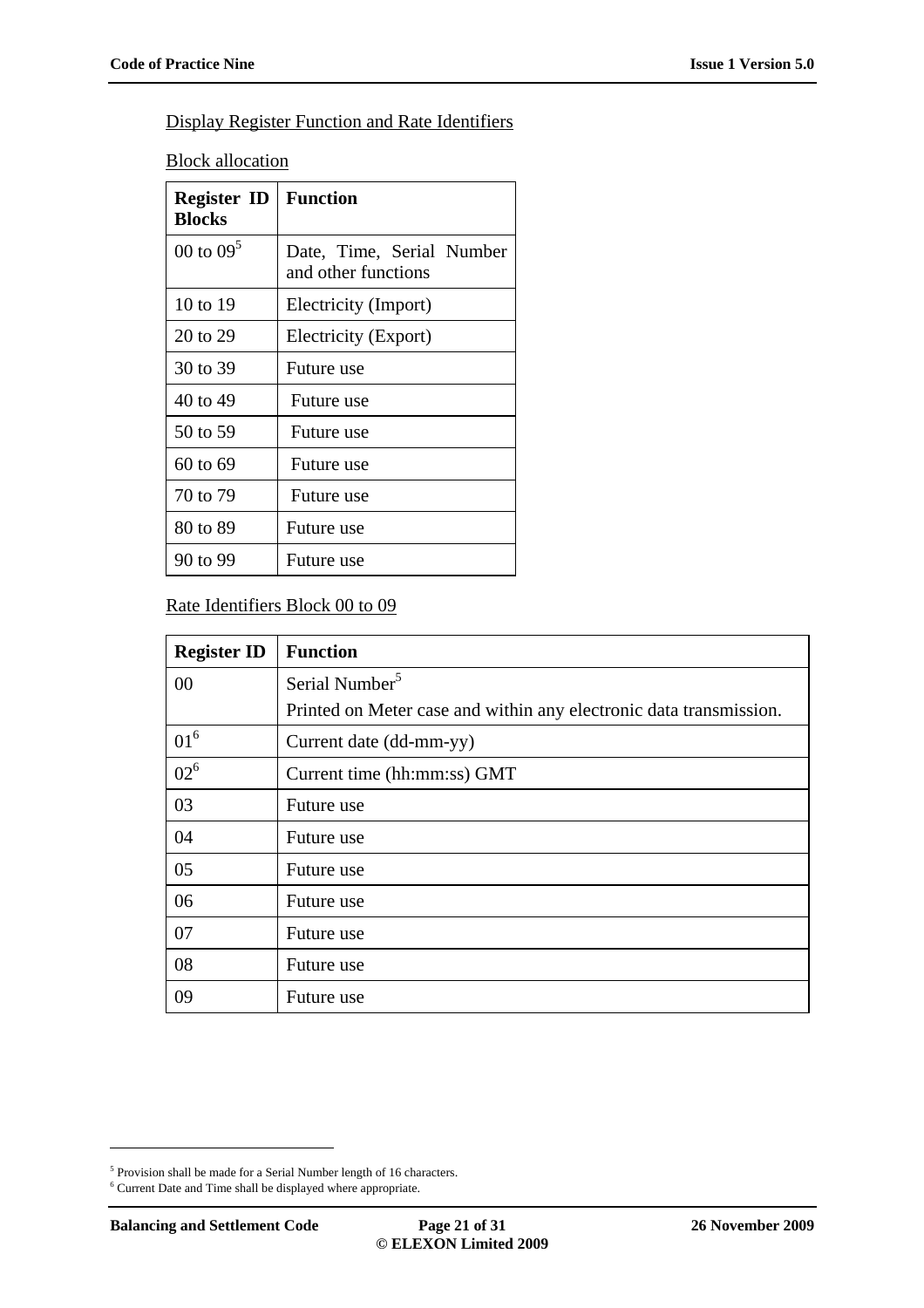Display Register Function and Rate Identifiers

Block allocation

| Register ID Blocks | Function |
|---|---|
| 00 to 09[5] | Date, Time, Serial Number and other functions |
| 10 to 19 | Electricity (Import) |
| 20 to 29 | Electricity (Export) |
| 30 to 39 | Future use |
| 40 to 49 | Future use |
| 50 to 59 | Future use |
| 60 to 69 | Future use |
| 70 to 79 | Future use |
| 80 to 89 | Future use |
| 90 to 99 | Future use |

Rate Identifiers Block 00 to 09

| Register ID | Function |
|---|---|
| 00 | Serial Number[5]<br>Printed on Meter case and within any electronic data transmission. |
| 01[6] | Current date (dd-mm-yy) |
| 02[6] | Current time (hh:mm:ss) GMT |
| 03 | Future use |
| 04 | Future use |
| 05 | Future use |
| 06 | Future use |
| 07 | Future use |
| 08 | Future use |
| 09 | Future use |

[5] Provision shall be made for a Serial Number length of 16 characters.

[6] Current Date and Time shall be displayed where appropriate.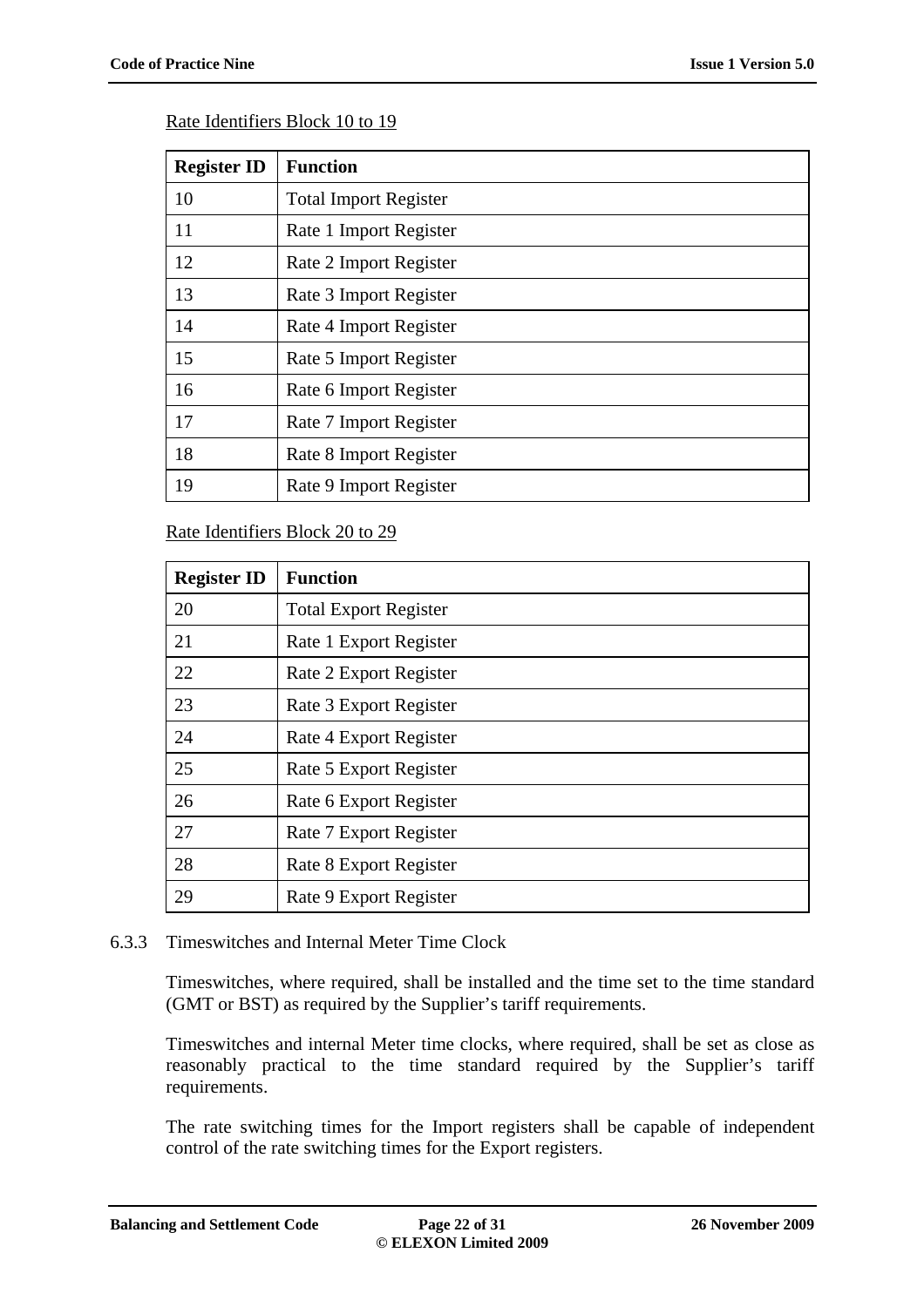Rate Identifiers Block 10 to 19

| Register ID | Function |
|---|---|
| 10 | Total Import Register |
| 11 | Rate 1 Import Register |
| 12 | Rate 2 Import Register |
| 13 | Rate 3 Import Register |
| 14 | Rate 4 Import Register |
| 15 | Rate 5 Import Register |
| 16 | Rate 6 Import Register |
| 17 | Rate 7 Import Register |
| 18 | Rate 8 Import Register |
| 19 | Rate 9 Import Register |

Rate Identifiers Block 20 to 29

| Register ID | Function |
|---|---|
| 20 | Total Export Register |
| 21 | Rate 1 Export Register |
| 22 | Rate 2 Export Register |
| 23 | Rate 3 Export Register |
| 24 | Rate 4 Export Register |
| 25 | Rate 5 Export Register |
| 26 | Rate 6 Export Register |
| 27 | Rate 7 Export Register |
| 28 | Rate 8 Export Register |
| 29 | Rate 9 Export Register |

### 6.3.3 Timeswitches and Internal Meter Time Clock

Timeswitches, where required, shall be installed and the time set to the time standard (GMT or BST) as required by the Supplier's tariff requirements.

Timeswitches and internal Meter time clocks, where required, shall be set as close as reasonably practical to the time standard required by the Supplier's tariff requirements.

The rate switching times for the Import registers shall be capable of independent control of the rate switching times for the Export registers.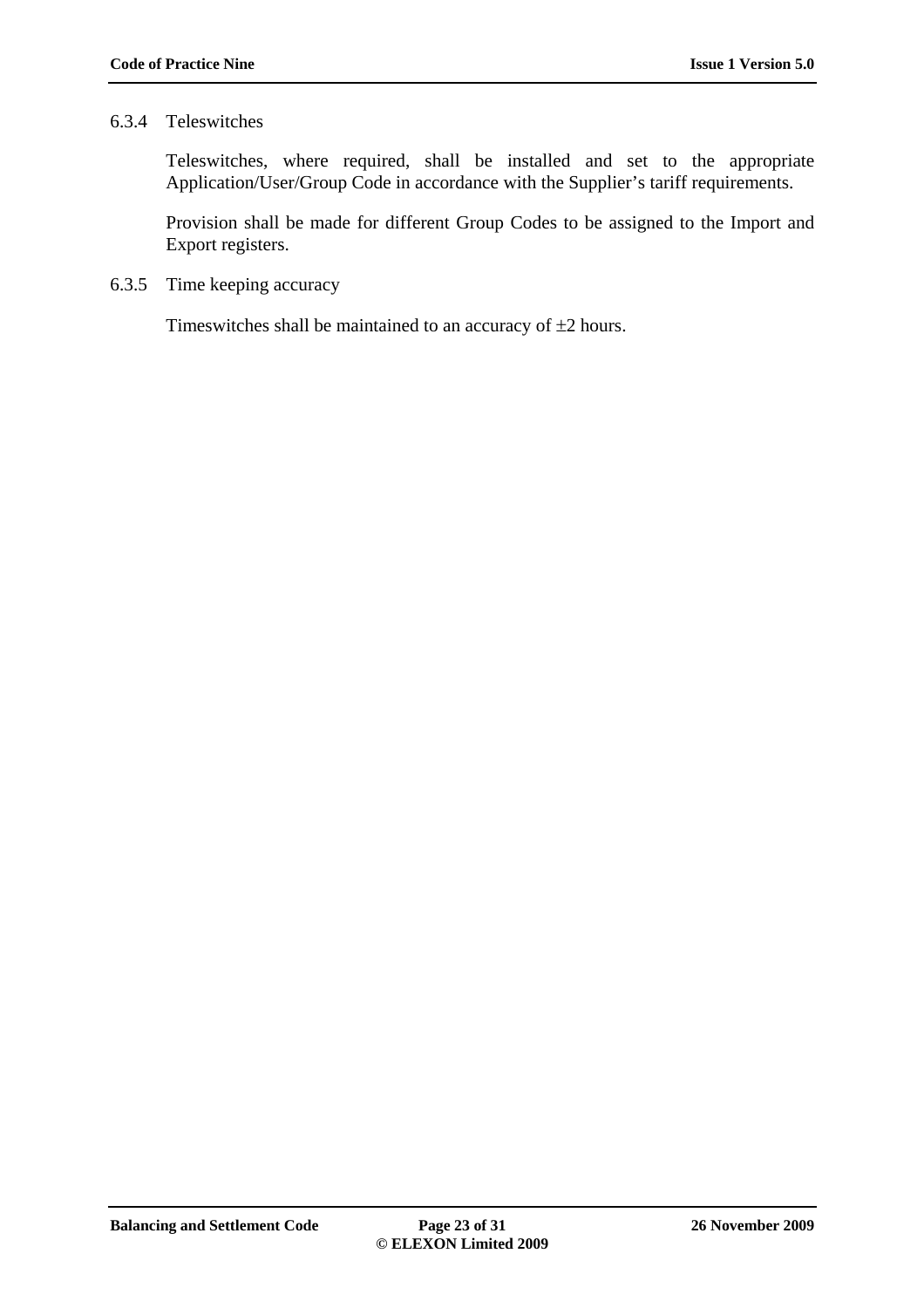### 6.3.4 Teleswitches

Teleswitches, where required, shall be installed and set to the appropriate Application/User/Group Code in accordance with the Supplier's tariff requirements.

Provision shall be made for different Group Codes to be assigned to the Import and Export registers.

### 6.3.5 Time keeping accuracy

Timeswitches shall be maintained to an accuracy of ±2 hours.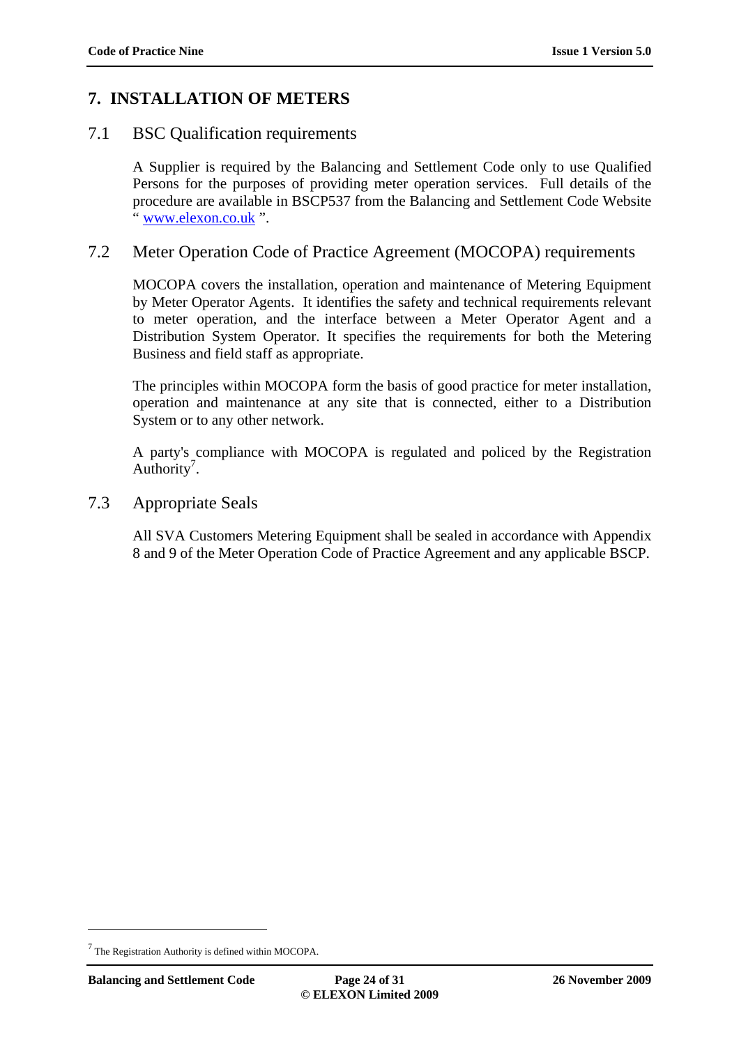# 7. INSTALLATION OF METERS

## 7.1 BSC Qualification requirements

A Supplier is required by the Balancing and Settlement Code only to use Qualified Persons for the purposes of providing meter operation services. Full details of the procedure are available in BSCP537 from the Balancing and Settlement Code Website " www.elexon.co.uk ".

## 7.2 Meter Operation Code of Practice Agreement (MOCOPA) requirements

MOCOPA covers the installation, operation and maintenance of Metering Equipment by Meter Operator Agents. It identifies the safety and technical requirements relevant to meter operation, and the interface between a Meter Operator Agent and a Distribution System Operator. It specifies the requirements for both the Metering Business and field staff as appropriate.

The principles within MOCOPA form the basis of good practice for meter installation, operation and maintenance at any site that is connected, either to a Distribution System or to any other network.

A party's compliance with MOCOPA is regulated and policed by the Registration Authority[7].

## 7.3 Appropriate Seals

All SVA Customers Metering Equipment shall be sealed in accordance with Appendix 8 and 9 of the Meter Operation Code of Practice Agreement and any applicable BSCP.

---

[7] The Registration Authority is defined within MOCOPA.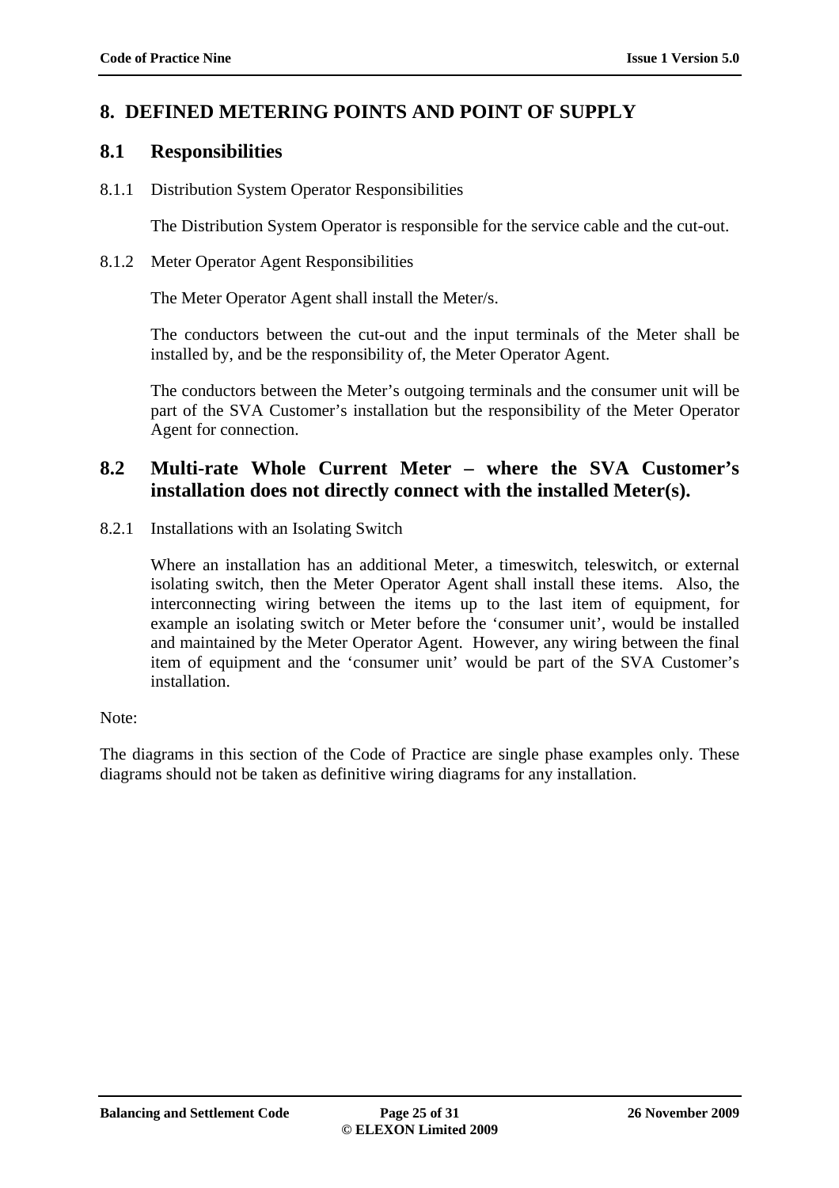# 8. DEFINED METERING POINTS AND POINT OF SUPPLY

## 8.1 Responsibilities

8.1.1 Distribution System Operator Responsibilities

The Distribution System Operator is responsible for the service cable and the cut-out.

8.1.2 Meter Operator Agent Responsibilities

The Meter Operator Agent shall install the Meter/s.

The conductors between the cut-out and the input terminals of the Meter shall be installed by, and be the responsibility of, the Meter Operator Agent.

The conductors between the Meter's outgoing terminals and the consumer unit will be part of the SVA Customer's installation but the responsibility of the Meter Operator Agent for connection.

## 8.2 Multi-rate Whole Current Meter – where the SVA Customer's installation does not directly connect with the installed Meter(s).

8.2.1 Installations with an Isolating Switch

Where an installation has an additional Meter, a timeswitch, teleswitch, or external isolating switch, then the Meter Operator Agent shall install these items. Also, the interconnecting wiring between the items up to the last item of equipment, for example an isolating switch or Meter before the 'consumer unit', would be installed and maintained by the Meter Operator Agent. However, any wiring between the final item of equipment and the 'consumer unit' would be part of the SVA Customer's installation.

Note:

The diagrams in this section of the Code of Practice are single phase examples only. These diagrams should not be taken as definitive wiring diagrams for any installation.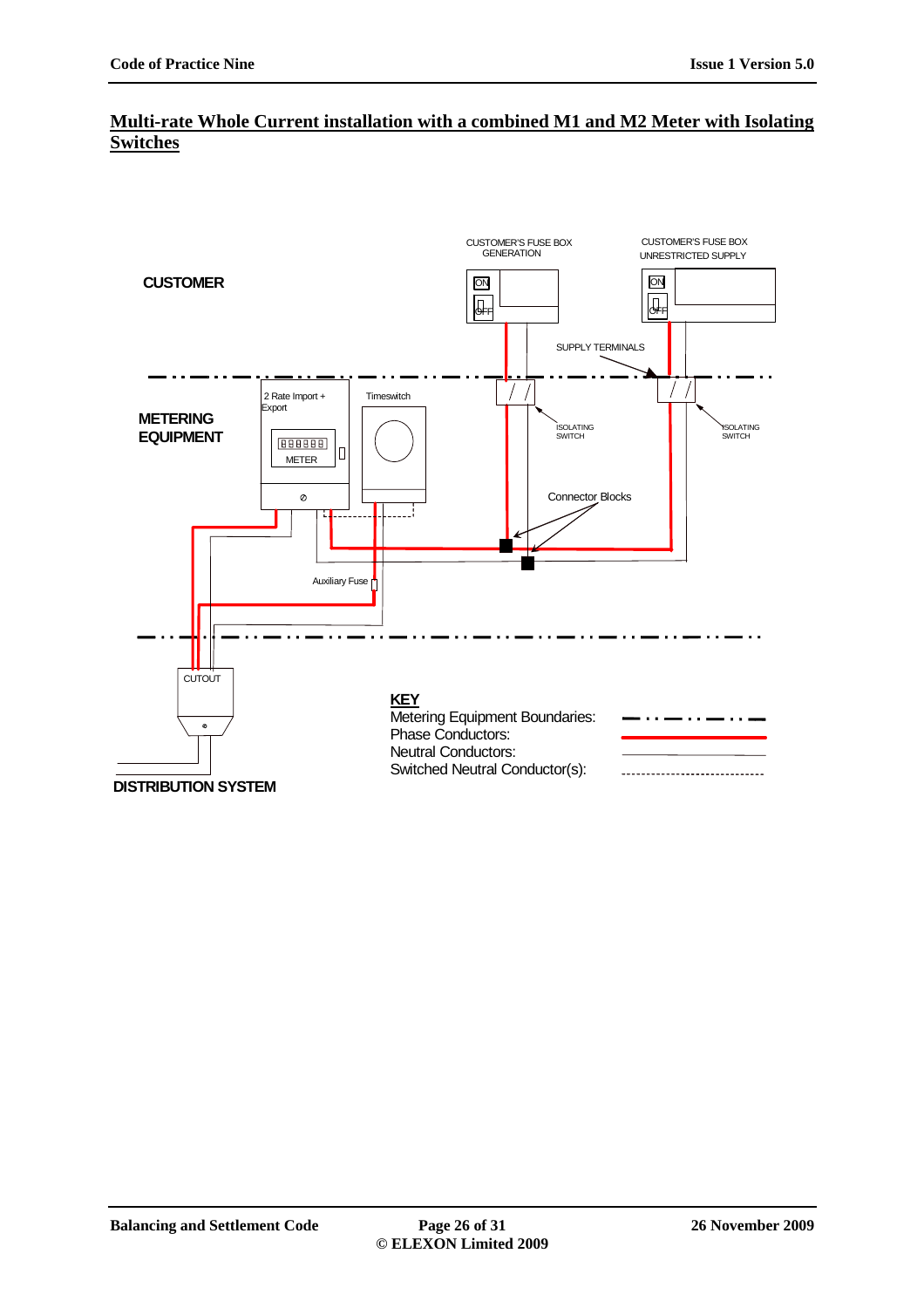## Multi-rate Whole Current installation with a combined M1 and M2 Meter with Isolating Switches

CUSTOMER'S FUSE BOX GENERATION

CUSTOMER'S FUSE BOX UNRESTRICTED SUPPLY

CUSTOMER

ON

OFF

SUPPLY TERMINALS

METERING EQUIPMENT

2 Rate Import + Export

Timeswitch

METER

ISOLATING SWITCH

ISOLATING SWITCH

Connector Blocks

Auxiliary Fuse

CUTOUT

DISTRIBUTION SYSTEM

**KEY**

Metering Equipment Boundaries:

Phase Conductors:

Neutral Conductors:

Switched Neutral Conductor(s):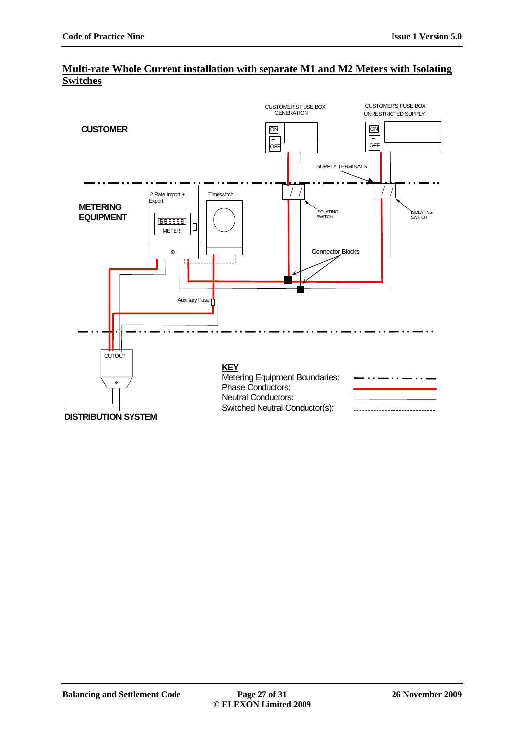## Multi-rate Whole Current installation with separate M1 and M2 Meters with Isolating Switches

CUSTOMER

CUSTOMER'S FUSE BOX GENERATION

CUSTOMER'S FUSE BOX UNRESTRICTED SUPPLY

ON

OFF

SUPPLY TERMINALS

METERING EQUIPMENT

2 Rate Import + Export

METER

Timeswitch

ISOLATING SWITCH

Connector Blocks

Auxiliary Fuse

CUTOUT

DISTRIBUTION SYSTEM

**KEY**

Metering Equipment Boundaries:

Phase Conductors:

Neutral Conductors:

Switched Neutral Conductor(s):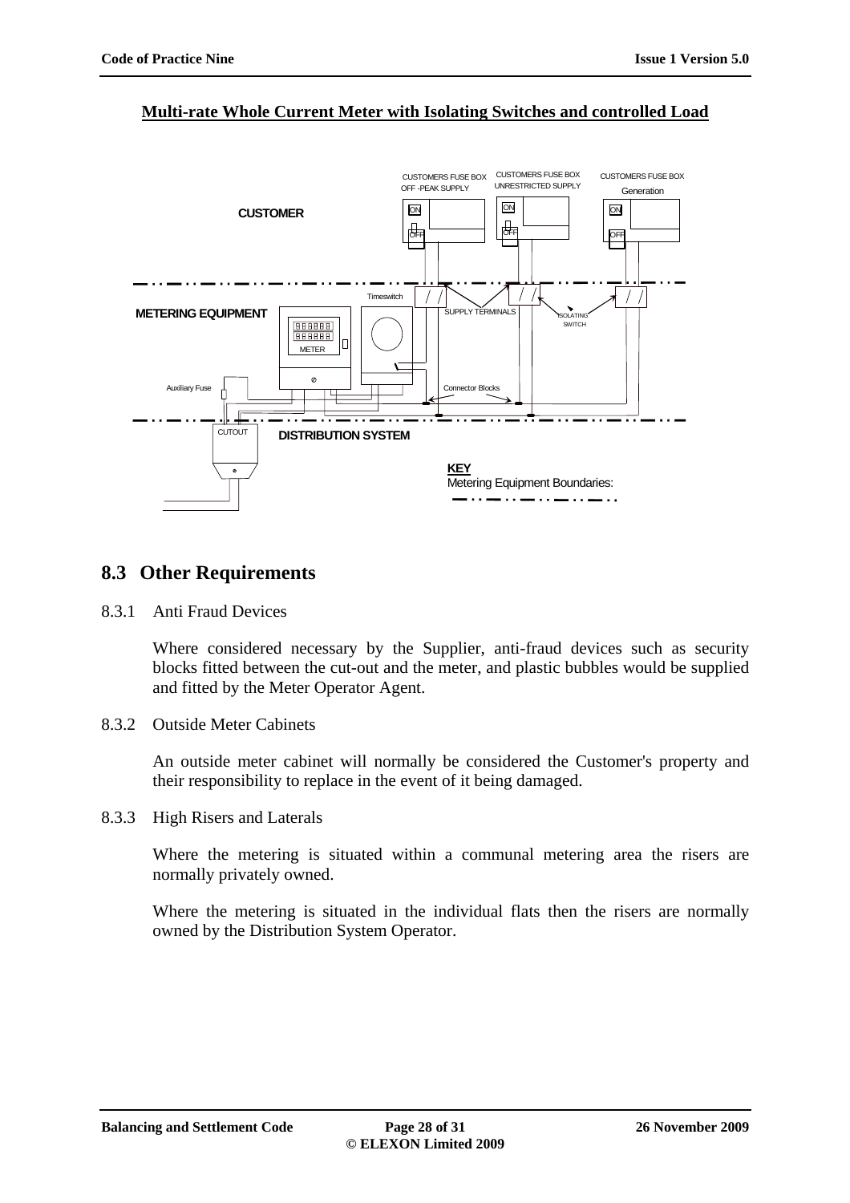**Multi-rate Whole Current Meter with Isolating Switches and controlled Load**

## 8.3 Other Requirements

8.3.1 Anti Fraud Devices

Where considered necessary by the Supplier, anti-fraud devices such as security blocks fitted between the cut-out and the meter, and plastic bubbles would be supplied and fitted by the Meter Operator Agent.

8.3.2 Outside Meter Cabinets

An outside meter cabinet will normally be considered the Customer's property and their responsibility to replace in the event of it being damaged.

8.3.3 High Risers and Laterals

Where the metering is situated within a communal metering area the risers are normally privately owned.

Where the metering is situated in the individual flats then the risers are normally owned by the Distribution System Operator.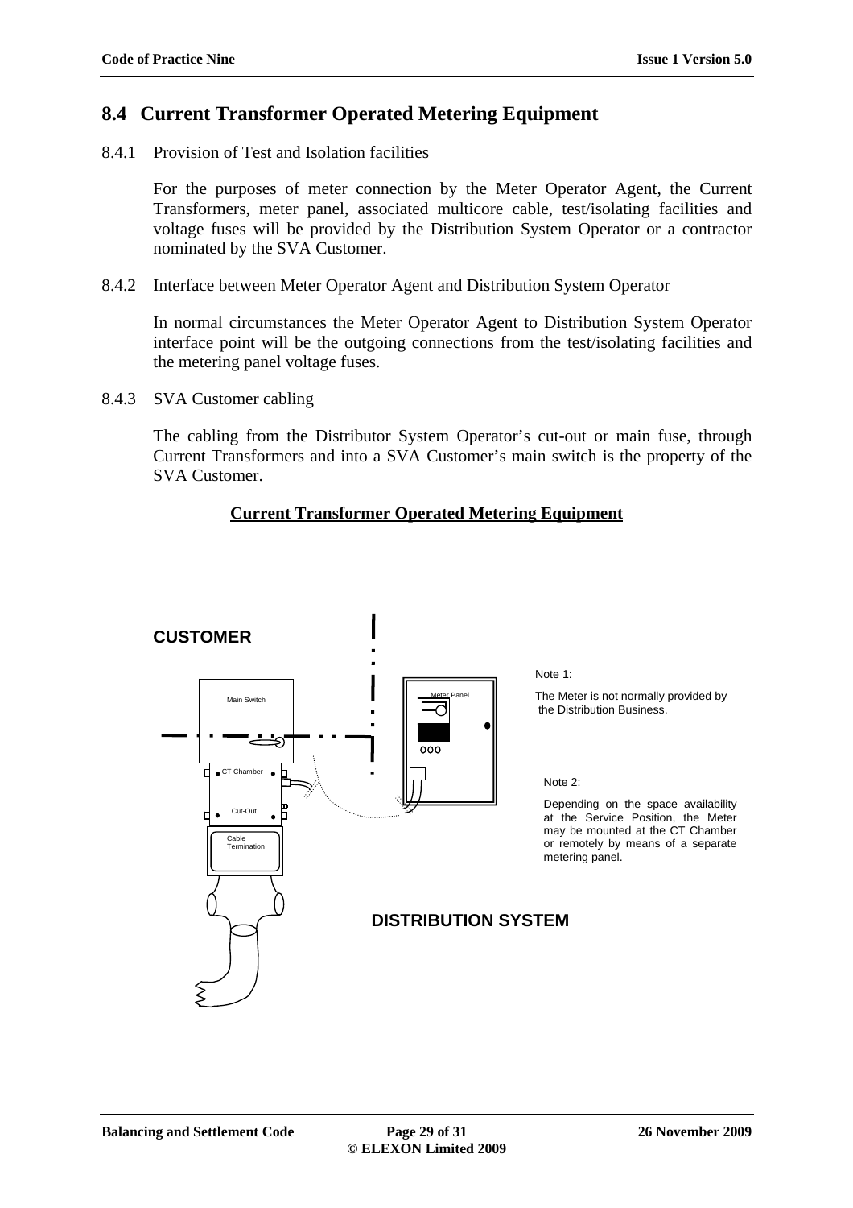## 8.4 Current Transformer Operated Metering Equipment

8.4.1 Provision of Test and Isolation facilities

For the purposes of meter connection by the Meter Operator Agent, the Current Transformers, meter panel, associated multicore cable, test/isolating facilities and voltage fuses will be provided by the Distribution System Operator or a contractor nominated by the SVA Customer.

8.4.2 Interface between Meter Operator Agent and Distribution System Operator

In normal circumstances the Meter Operator Agent to Distribution System Operator interface point will be the outgoing connections from the test/isolating facilities and the metering panel voltage fuses.

8.4.3 SVA Customer cabling

The cabling from the Distributor System Operator's cut-out or main fuse, through Current Transformers and into a SVA Customer's main switch is the property of the SVA Customer.

**Current Transformer Operated Metering Equipment**

CUSTOMER

Main Switch

Meter Panel

CT Chamber

Cut-Out

Cable Termination

Note 1:

The Meter is not normally provided by the Distribution Business.

Note 2:

Depending on the space availability at the Service Position, the Meter may be mounted at the CT Chamber or remotely by means of a separate metering panel.

DISTRIBUTION SYSTEM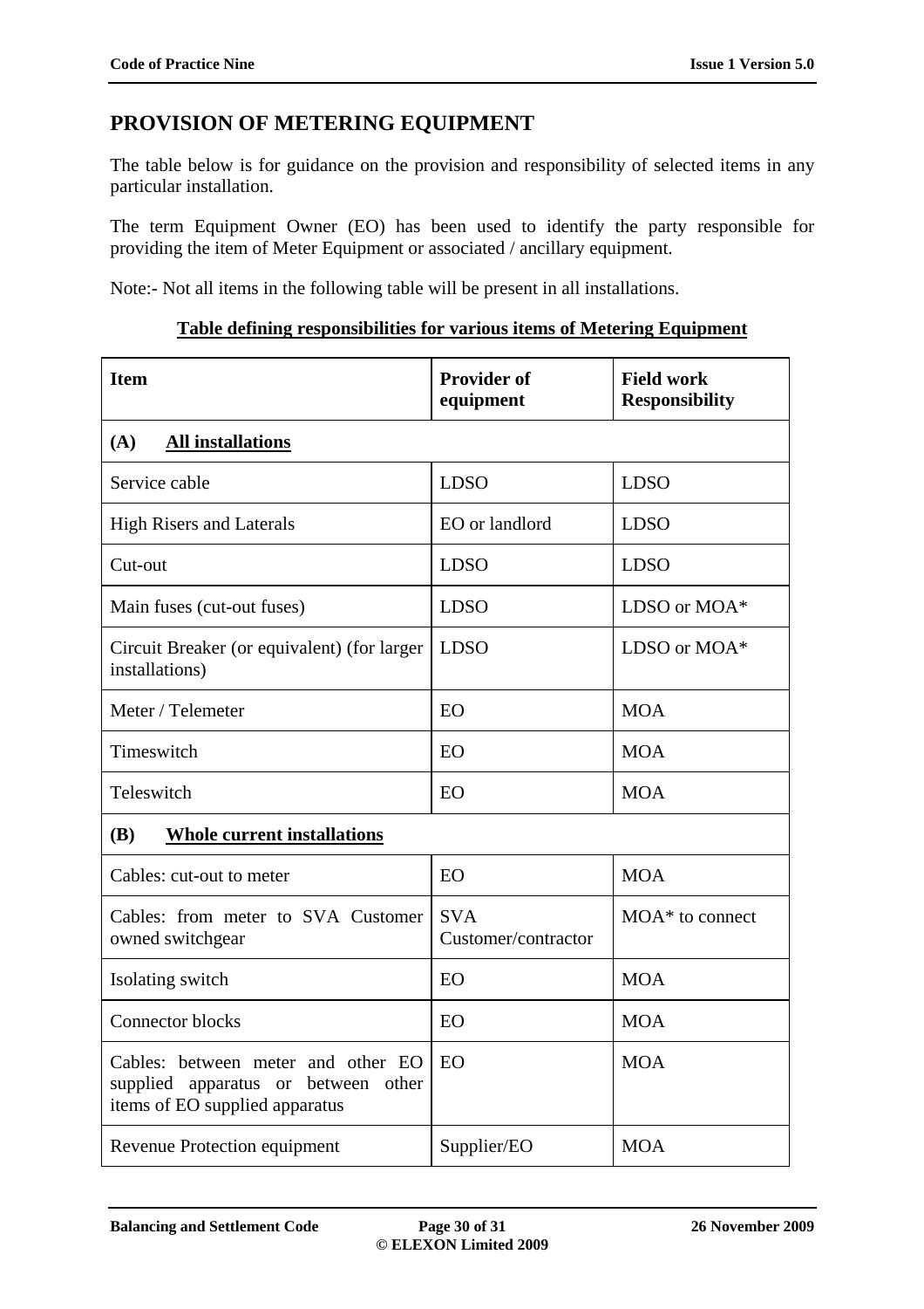## PROVISION OF METERING EQUIPMENT

The table below is for guidance on the provision and responsibility of selected items in any particular installation.

The term Equipment Owner (EO) has been used to identify the party responsible for providing the item of Meter Equipment or associated / ancillary equipment.

Note:- Not all items in the following table will be present in all installations.

**Table defining responsibilities for various items of Metering Equipment**

| Item | Provider of equipment | Field work Responsibility |
|---|---|---|
| **(A) All installations** | | |
| Service cable | LDSO | LDSO |
| High Risers and Laterals | EO or landlord | LDSO |
| Cut-out | LDSO | LDSO |
| Main fuses (cut-out fuses) | LDSO | LDSO or MOA* |
| Circuit Breaker (or equivalent) (for larger installations) | LDSO | LDSO or MOA* |
| Meter / Telemeter | EO | MOA |
| Timeswitch | EO | MOA |
| Teleswitch | EO | MOA |
| **(B) Whole current installations** | | |
| Cables: cut-out to meter | EO | MOA |
| Cables: from meter to SVA Customer owned switchgear | SVA Customer/contractor | MOA* to connect |
| Isolating switch | EO | MOA |
| Connector blocks | EO | MOA |
| Cables: between meter and other EO supplied apparatus or between other items of EO supplied apparatus | EO | MOA |
| Revenue Protection equipment | Supplier/EO | MOA |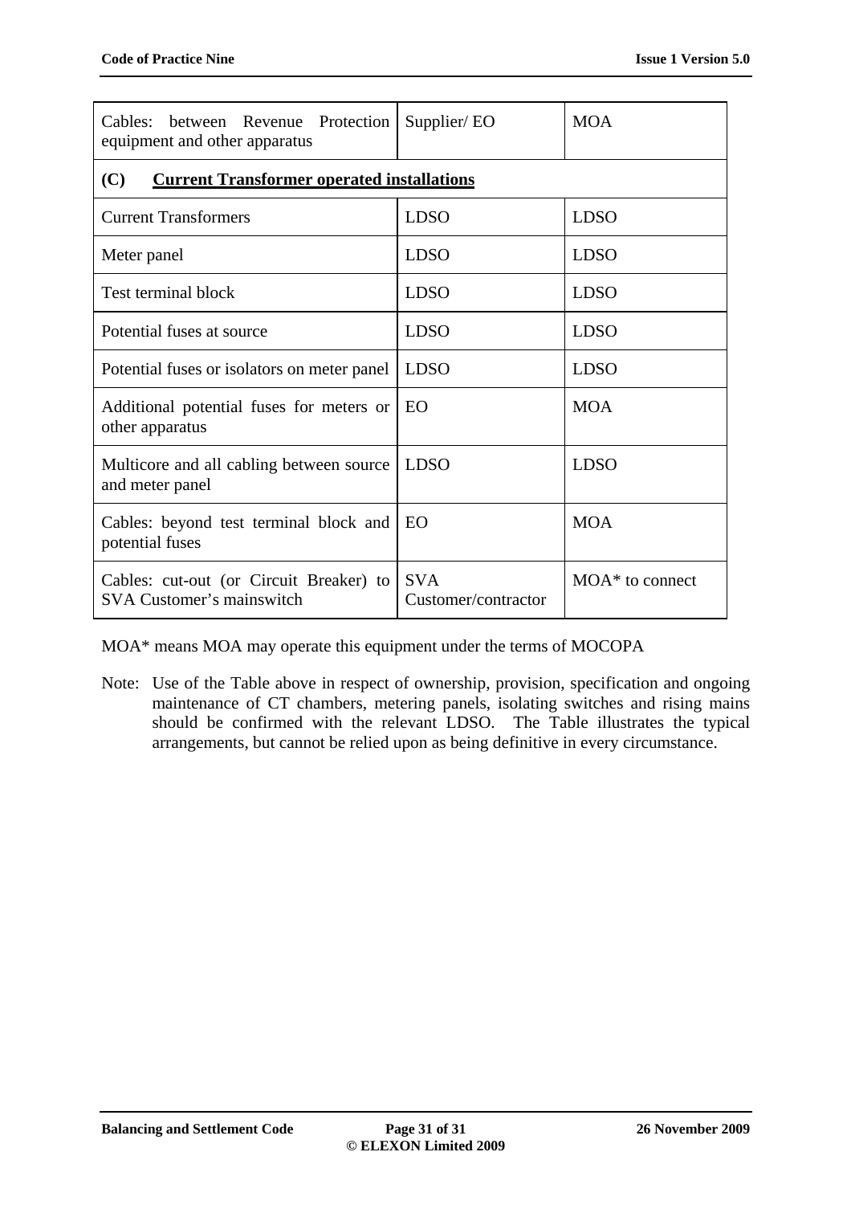| | | |
|---|---|---|
| Cables: between Revenue Protection equipment and other apparatus | Supplier/ EO | MOA |
| **(C) Current Transformer operated installations** | | |
| Current Transformers | LDSO | LDSO |
| Meter panel | LDSO | LDSO |
| Test terminal block | LDSO | LDSO |
| Potential fuses at source | LDSO | LDSO |
| Potential fuses or isolators on meter panel | LDSO | LDSO |
| Additional potential fuses for meters or other apparatus | EO | MOA |
| Multicore and all cabling between source and meter panel | LDSO | LDSO |
| Cables: beyond test terminal block and potential fuses | EO | MOA |
| Cables: cut-out (or Circuit Breaker) to SVA Customer's mainswitch | SVA Customer/contractor | MOA* to connect |

MOA* means MOA may operate this equipment under the terms of MOCOPA

Note: Use of the Table above in respect of ownership, provision, specification and ongoing maintenance of CT chambers, metering panels, isolating switches and rising mains should be confirmed with the relevant LDSO. The Table illustrates the typical arrangements, but cannot be relied upon as being definitive in every circumstance.